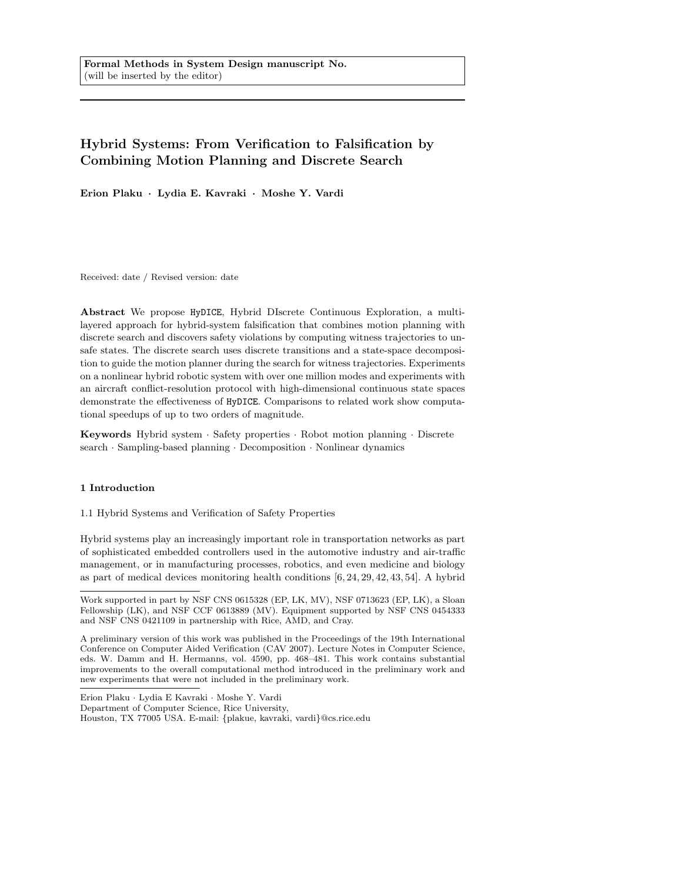**Formal Methods in System Design manuscript No.**
(will be inserted by the editor)

# Hybrid Systems: From Verification to Falsification by Combining Motion Planning and Discrete Search

**Erion Plaku · Lydia E. Kavraki · Moshe Y. Vardi**

Received: date / Revised version: date

**Abstract** We propose HyDICE, Hybrid DIscrete Continuous Exploration, a multi-layered approach for hybrid-system falsification that combines motion planning with discrete search and discovers safety violations by computing witness trajectories to unsafe states. The discrete search uses discrete transitions and a state-space decomposition to guide the motion planner during the search for witness trajectories. Experiments on a nonlinear hybrid robotic system with over one million modes and experiments with an aircraft conflict-resolution protocol with high-dimensional continuous state spaces demonstrate the effectiveness of HyDICE. Comparisons to related work show computational speedups of up to two orders of magnitude.

**Keywords** Hybrid system · Safety properties · Robot motion planning · Discrete search · Sampling-based planning · Decomposition · Nonlinear dynamics

## 1 Introduction

### 1.1 Hybrid Systems and Verification of Safety Properties

Hybrid systems play an increasingly important role in transportation networks as part of sophisticated embedded controllers used in the automotive industry and air-traffic management, or in manufacturing processes, robotics, and even medicine and biology as part of medical devices monitoring health conditions [6, 24, 29, 42, 43, 54]. A hybrid

Work supported in part by NSF CNS 0615328 (EP, LK, MV), NSF 0713623 (EP, LK), a Sloan Fellowship (LK), and NSF CCF 0613889 (MV). Equipment supported by NSF CNS 0454333 and NSF CNS 0421109 in partnership with Rice, AMD, and Cray.

A preliminary version of this work was published in the Proceedings of the 19th International Conference on Computer Aided Verification (CAV 2007). Lecture Notes in Computer Science, eds. W. Damm and H. Hermanns, vol. 4590, pp. 468–481. This work contains substantial improvements to the overall computational method introduced in the preliminary work and new experiments that were not included in the preliminary work.

Erion Plaku · Lydia E Kavraki · Moshe Y. Vardi
Department of Computer Science, Rice University,
Houston, TX 77005 USA. E-mail: {plakue, kavraki, vardi}@cs.rice.edu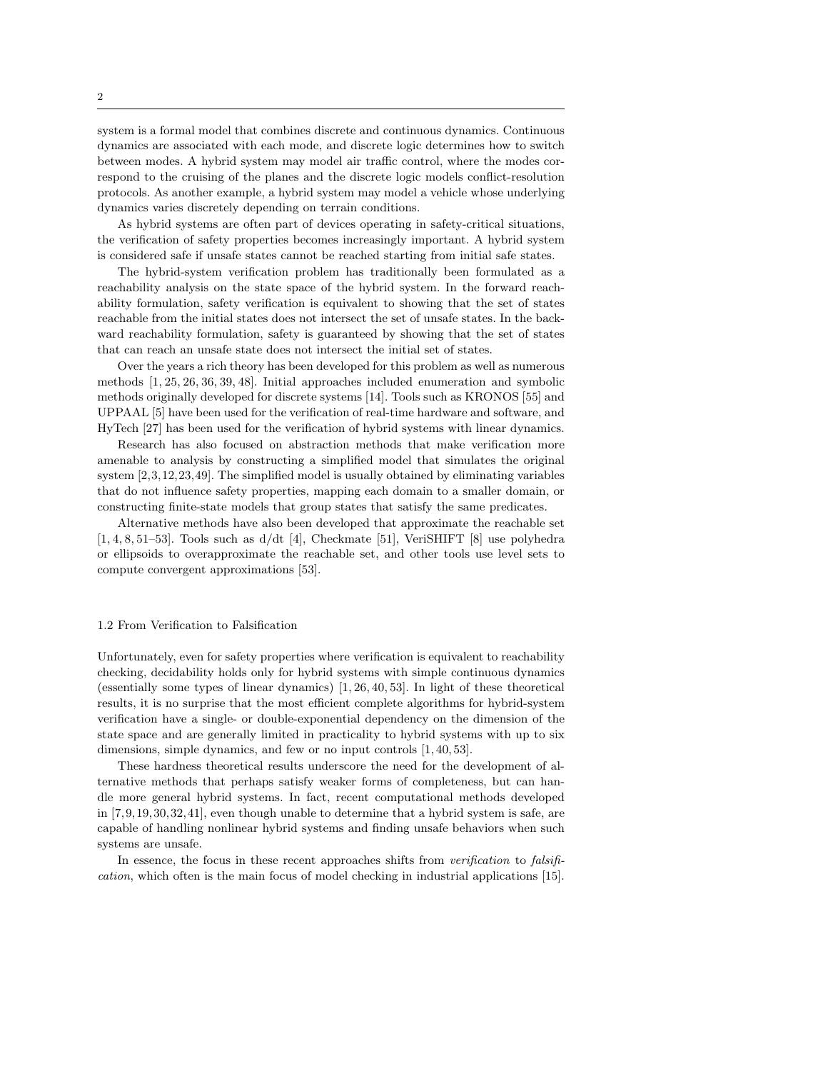system is a formal model that combines discrete and continuous dynamics. Continuous dynamics are associated with each mode, and discrete logic determines how to switch between modes. A hybrid system may model air traffic control, where the modes correspond to the cruising of the planes and the discrete logic models conflict-resolution protocols. As another example, a hybrid system may model a vehicle whose underlying dynamics varies discretely depending on terrain conditions.

As hybrid systems are often part of devices operating in safety-critical situations, the verification of safety properties becomes increasingly important. A hybrid system is considered safe if unsafe states cannot be reached starting from initial safe states.

The hybrid-system verification problem has traditionally been formulated as a reachability analysis on the state space of the hybrid system. In the forward reachability formulation, safety verification is equivalent to showing that the set of states reachable from the initial states does not intersect the set of unsafe states. In the backward reachability formulation, safety is guaranteed by showing that the set of states that can reach an unsafe state does not intersect the initial set of states.

Over the years a rich theory has been developed for this problem as well as numerous methods [1, 25, 26, 36, 39, 48]. Initial approaches included enumeration and symbolic methods originally developed for discrete systems [14]. Tools such as KRONOS [55] and UPPAAL [5] have been used for the verification of real-time hardware and software, and HyTech [27] has been used for the verification of hybrid systems with linear dynamics.

Research has also focused on abstraction methods that make verification more amenable to analysis by constructing a simplified model that simulates the original system [2,3,12,23,49]. The simplified model is usually obtained by eliminating variables that do not influence safety properties, mapping each domain to a smaller domain, or constructing finite-state models that group states that satisfy the same predicates.

Alternative methods have also been developed that approximate the reachable set [1, 4, 8, 51–53]. Tools such as d/dt [4], Checkmate [51], VeriSHIFT [8] use polyhedra or ellipsoids to overapproximate the reachable set, and other tools use level sets to compute convergent approximations [53].

### 1.2 From Verification to Falsification

Unfortunately, even for safety properties where verification is equivalent to reachability checking, decidability holds only for hybrid systems with simple continuous dynamics (essentially some types of linear dynamics) [1, 26, 40, 53]. In light of these theoretical results, it is no surprise that the most efficient complete algorithms for hybrid-system verification have a single- or double-exponential dependency on the dimension of the state space and are generally limited in practicality to hybrid systems with up to six dimensions, simple dynamics, and few or no input controls [1, 40, 53].

These hardness theoretical results underscore the need for the development of alternative methods that perhaps satisfy weaker forms of completeness, but can handle more general hybrid systems. In fact, recent computational methods developed in [7, 9, 19, 30, 32, 41], even though unable to determine that a hybrid system is safe, are capable of handling nonlinear hybrid systems and finding unsafe behaviors when such systems are unsafe.

In essence, the focus in these recent approaches shifts from *verification* to *falsification*, which often is the main focus of model checking in industrial applications [15].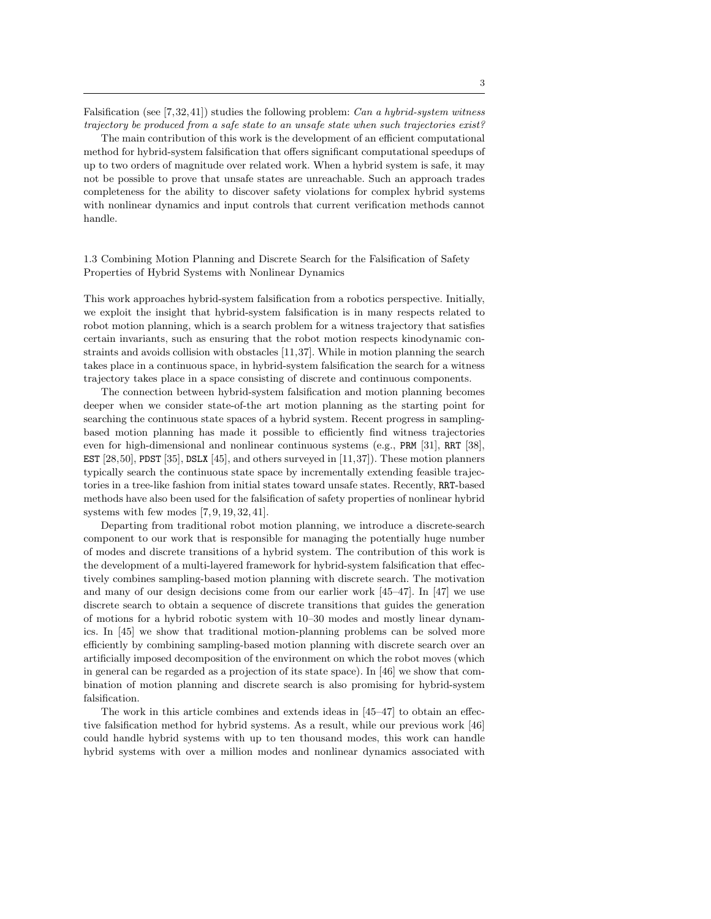Falsification (see [7,32,41]) studies the following problem: *Can a hybrid-system witness trajectory be produced from a safe state to an unsafe state when such trajectories exist?*

The main contribution of this work is the development of an efficient computational method for hybrid-system falsification that offers significant computational speedups of up to two orders of magnitude over related work. When a hybrid system is safe, it may not be possible to prove that unsafe states are unreachable. Such an approach trades completeness for the ability to discover safety violations for complex hybrid systems with nonlinear dynamics and input controls that current verification methods cannot handle.

### 1.3 Combining Motion Planning and Discrete Search for the Falsification of Safety Properties of Hybrid Systems with Nonlinear Dynamics

This work approaches hybrid-system falsification from a robotics perspective. Initially, we exploit the insight that hybrid-system falsification is in many respects related to robot motion planning, which is a search problem for a witness trajectory that satisfies certain invariants, such as ensuring that the robot motion respects kinodynamic constraints and avoids collision with obstacles [11,37]. While in motion planning the search takes place in a continuous space, in hybrid-system falsification the search for a witness trajectory takes place in a space consisting of discrete and continuous components.

The connection between hybrid-system falsification and motion planning becomes deeper when we consider state-of-the art motion planning as the starting point for searching the continuous state spaces of a hybrid system. Recent progress in sampling-based motion planning has made it possible to efficiently find witness trajectories even for high-dimensional and nonlinear continuous systems (e.g., `PRM` [31], `RRT` [38], `EST` [28,50], `PDST` [35], `DSLX` [45], and others surveyed in [11,37]). These motion planners typically search the continuous state space by incrementally extending feasible trajectories in a tree-like fashion from initial states toward unsafe states. Recently, `RRT`-based methods have also been used for the falsification of safety properties of nonlinear hybrid systems with few modes [7,9,19,32,41].

Departing from traditional robot motion planning, we introduce a discrete-search component to our work that is responsible for managing the potentially huge number of modes and discrete transitions of a hybrid system. The contribution of this work is the development of a multi-layered framework for hybrid-system falsification that effectively combines sampling-based motion planning with discrete search. The motivation and many of our design decisions come from our earlier work [45–47]. In [47] we use discrete search to obtain a sequence of discrete transitions that guides the generation of motions for a hybrid robotic system with 10–30 modes and mostly linear dynamics. In [45] we show that traditional motion-planning problems can be solved more efficiently by combining sampling-based motion planning with discrete search over an artificially imposed decomposition of the environment on which the robot moves (which in general can be regarded as a projection of its state space). In [46] we show that combination of motion planning and discrete search is also promising for hybrid-system falsification.

The work in this article combines and extends ideas in [45–47] to obtain an effective falsification method for hybrid systems. As a result, while our previous work [46] could handle hybrid systems with up to ten thousand modes, this work can handle hybrid systems with over a million modes and nonlinear dynamics associated with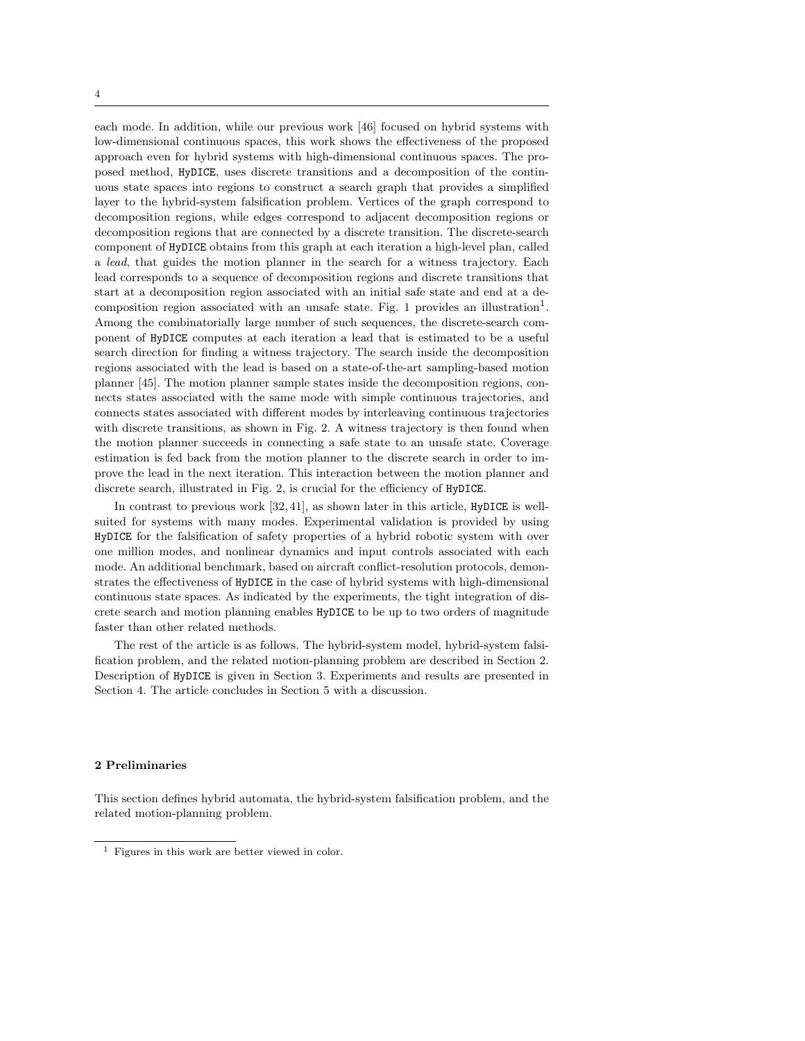each mode. In addition, while our previous work [46] focused on hybrid systems with low-dimensional continuous spaces, this work shows the effectiveness of the proposed approach even for hybrid systems with high-dimensional continuous spaces. The proposed method, `HyDICE`, uses discrete transitions and a decomposition of the continuous state spaces into regions to construct a search graph that provides a simplified layer to the hybrid-system falsification problem. Vertices of the graph correspond to decomposition regions, while edges correspond to adjacent decomposition regions or decomposition regions that are connected by a discrete transition. The discrete-search component of `HyDICE` obtains from this graph at each iteration a high-level plan, called a *lead*, that guides the motion planner in the search for a witness trajectory. Each lead corresponds to a sequence of decomposition regions and discrete transitions that start at a decomposition region associated with an initial safe state and end at a decomposition region associated with an unsafe state. Fig. 1 provides an illustration[1]. Among the combinatorially large number of such sequences, the discrete-search component of `HyDICE` computes at each iteration a lead that is estimated to be a useful search direction for finding a witness trajectory. The search inside the decomposition regions associated with the lead is based on a state-of-the-art sampling-based motion planner [45]. The motion planner sample states inside the decomposition regions, connects states associated with the same mode with simple continuous trajectories, and connects states associated with different modes by interleaving continuous trajectories with discrete transitions, as shown in Fig. 2. A witness trajectory is then found when the motion planner succeeds in connecting a safe state to an unsafe state. Coverage estimation is fed back from the motion planner to the discrete search in order to improve the lead in the next iteration. This interaction between the motion planner and discrete search, illustrated in Fig. 2, is crucial for the efficiency of `HyDICE`.

In contrast to previous work [32, 41], as shown later in this article, `HyDICE` is well-suited for systems with many modes. Experimental validation is provided by using `HyDICE` for the falsification of safety properties of a hybrid robotic system with over one million modes, and nonlinear dynamics and input controls associated with each mode. An additional benchmark, based on aircraft conflict-resolution protocols, demonstrates the effectiveness of `HyDICE` in the case of hybrid systems with high-dimensional continuous state spaces. As indicated by the experiments, the tight integration of discrete search and motion planning enables `HyDICE` to be up to two orders of magnitude faster than other related methods.

The rest of the article is as follows. The hybrid-system model, hybrid-system falsification problem, and the related motion-planning problem are described in Section 2. Description of `HyDICE` is given in Section 3. Experiments and results are presented in Section 4. The article concludes in Section 5 with a discussion.

## 2 Preliminaries

This section defines hybrid automata, the hybrid-system falsification problem, and the related motion-planning problem.

[1] Figures in this work are better viewed in color.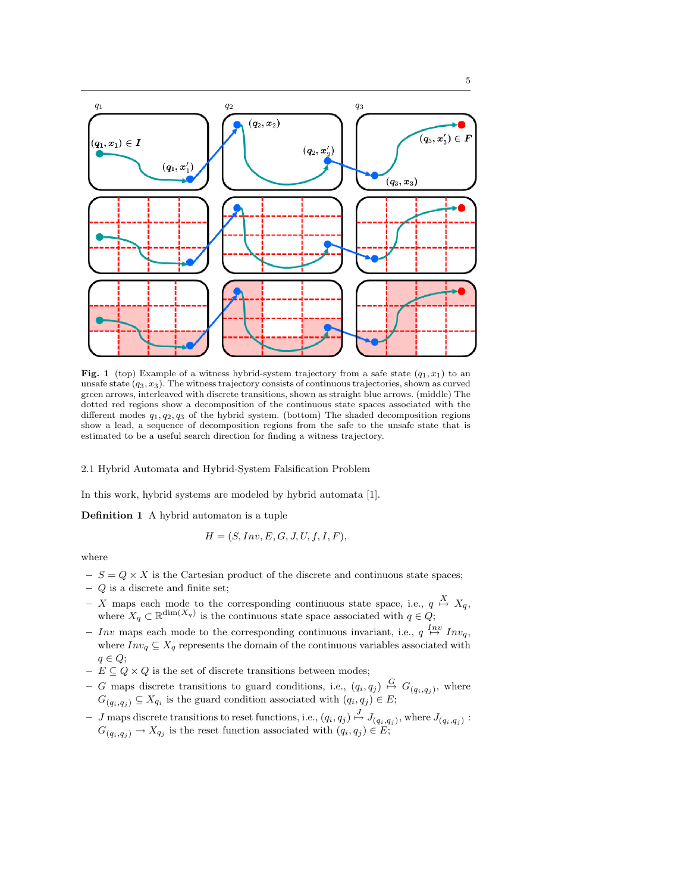$q_1$

$q_2$

$q_3$

$(q_1, x_1) \in I$

$(q_1, x_1')$

$(q_2, x_2)$

$(q_2, x_2')$

$(q_3, x_3') \in F$

$(q_3, x_3)$

**Fig. 1** (top) Example of a witness hybrid-system trajectory from a safe state $(q_1, x_1)$ to an unsafe state $(q_3, x_3)$. The witness trajectory consists of continuous trajectories, shown as curved green arrows, interleaved with discrete transitions, shown as straight blue arrows. (middle) The dotted red regions show a decomposition of the continuous state spaces associated with the different modes $q_1, q_2, q_3$ of the hybrid system. (bottom) The shaded decomposition regions show a lead, a sequence of decomposition regions from the safe to the unsafe state that is estimated to be a useful search direction for finding a witness trajectory.

## 2.1 Hybrid Automata and Hybrid-System Falsification Problem

In this work, hybrid systems are modeled by hybrid automata [1].

**Definition 1** A hybrid automaton is a tuple

$$H = (S, Inv, E, G, J, U, f, I, F),$$

where

- $S = Q \times X$ is the Cartesian product of the discrete and continuous state spaces;
- $Q$ is a discrete and finite set;
- $X$ maps each mode to the corresponding continuous state space, i.e., $q \overset{X}{\mapsto} X_q$, where $X_q \subset \mathbb{R}^{\dim(X_q)}$ is the continuous state space associated with $q \in Q$;
- $Inv$ maps each mode to the corresponding continuous invariant, i.e., $q \overset{Inv}{\mapsto} Inv_q$, where $Inv_q \subseteq X_q$ represents the domain of the continuous variables associated with $q \in Q$;
- $E \subseteq Q \times Q$ is the set of discrete transitions between modes;
- $G$ maps discrete transitions to guard conditions, i.e., $(q_i, q_j) \overset{G}{\mapsto} G_{(q_i,q_j)}$, where $G_{(q_i,q_j)} \subseteq X_{q_i}$ is the guard condition associated with $(q_i, q_j) \in E$;
- $J$ maps discrete transitions to reset functions, i.e., $(q_i, q_j) \overset{J}{\mapsto} J_{(q_i,q_j)}$, where $J_{(q_i,q_j)} : G_{(q_i,q_j)} \to X_{q_j}$ is the reset function associated with $(q_i, q_j) \in E$;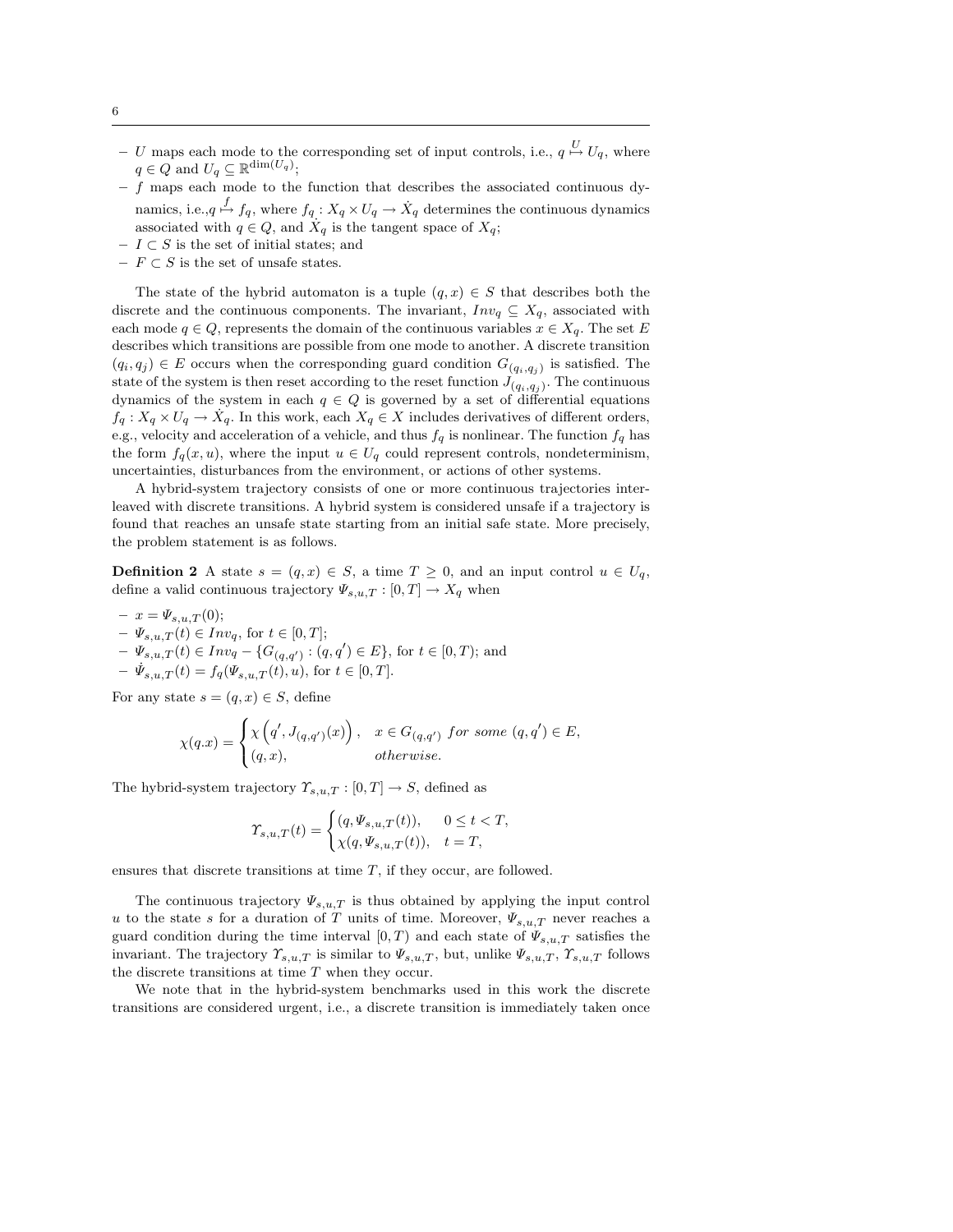- $U$ maps each mode to the corresponding set of input controls, i.e., $q \overset{U}{\mapsto} U_q$, where $q \in Q$ and $U_q \subseteq \mathbb{R}^{\dim(U_q)}$;
- $f$ maps each mode to the function that describes the associated continuous dynamics, i.e.,$q \overset{f}{\mapsto} f_q$, where $f_q : X_q \times U_q \to \dot{X}_q$ determines the continuous dynamics associated with $q \in Q$, and $\dot{X}_q$ is the tangent space of $X_q$;
- $I \subset S$ is the set of initial states; and
- $F \subset S$ is the set of unsafe states.

The state of the hybrid automaton is a tuple $(q, x) \in S$ that describes both the discrete and the continuous components. The invariant, $Inv_q \subseteq X_q$, associated with each mode $q \in Q$, represents the domain of the continuous variables $x \in X_q$. The set $E$ describes which transitions are possible from one mode to another. A discrete transition $(q_i, q_j) \in E$ occurs when the corresponding guard condition $G_{(q_i,q_j)}$ is satisfied. The state of the system is then reset according to the reset function $J_{(q_i,q_j)}$. The continuous dynamics of the system in each $q \in Q$ is governed by a set of differential equations $f_q : X_q \times U_q \to \dot{X}_q$. In this work, each $X_q \in X$ includes derivatives of different orders, e.g., velocity and acceleration of a vehicle, and thus $f_q$ is nonlinear. The function $f_q$ has the form $f_q(x, u)$, where the input $u \in U_q$ could represent controls, nondeterminism, uncertainties, disturbances from the environment, or actions of other systems.

A hybrid-system trajectory consists of one or more continuous trajectories interleaved with discrete transitions. A hybrid system is considered unsafe if a trajectory is found that reaches an unsafe state starting from an initial safe state. More precisely, the problem statement is as follows.

**Definition 2** A state $s = (q, x) \in S$, a time $T \geq 0$, and an input control $u \in U_q$, define a valid continuous trajectory $\Psi_{s,u,T} : [0, T] \to X_q$ when

- $x = \Psi_{s,u,T}(0)$;
- $\Psi_{s,u,T}(t) \in Inv_q$, for $t \in [0, T]$;
- $\Psi_{s,u,T}(t) \in Inv_q - \{G_{(q,q')} : (q, q') \in E\}$, for $t \in [0, T)$; and
- $\dot{\Psi}_{s,u,T}(t) = f_q(\Psi_{s,u,T}(t), u)$, for $t \in [0, T]$.

For any state $s = (q, x) \in S$, define

$$\chi(q.x) = \begin{cases} \chi\left(q', J_{(q,q')}(x)\right), & x \in G_{(q,q')} \textit{ for some } (q, q') \in E, \\ (q, x), & \textit{otherwise.} \end{cases}$$

The hybrid-system trajectory $\Upsilon_{s,u,T} : [0, T] \to S$, defined as

$$\Upsilon_{s,u,T}(t) = \begin{cases} (q, \Psi_{s,u,T}(t)), & 0 \leq t < T, \\ \chi(q, \Psi_{s,u,T}(t)), & t = T, \end{cases}$$

ensures that discrete transitions at time $T$, if they occur, are followed.

The continuous trajectory $\Psi_{s,u,T}$ is thus obtained by applying the input control $u$ to the state $s$ for a duration of $T$ units of time. Moreover, $\Psi_{s,u,T}$ never reaches a guard condition during the time interval $[0, T)$ and each state of $\Psi_{s,u,T}$ satisfies the invariant. The trajectory $\Upsilon_{s,u,T}$ is similar to $\Psi_{s,u,T}$, but, unlike $\Psi_{s,u,T}$, $\Upsilon_{s,u,T}$ follows the discrete transitions at time $T$ when they occur.

We note that in the hybrid-system benchmarks used in this work the discrete transitions are considered urgent, i.e., a discrete transition is immediately taken once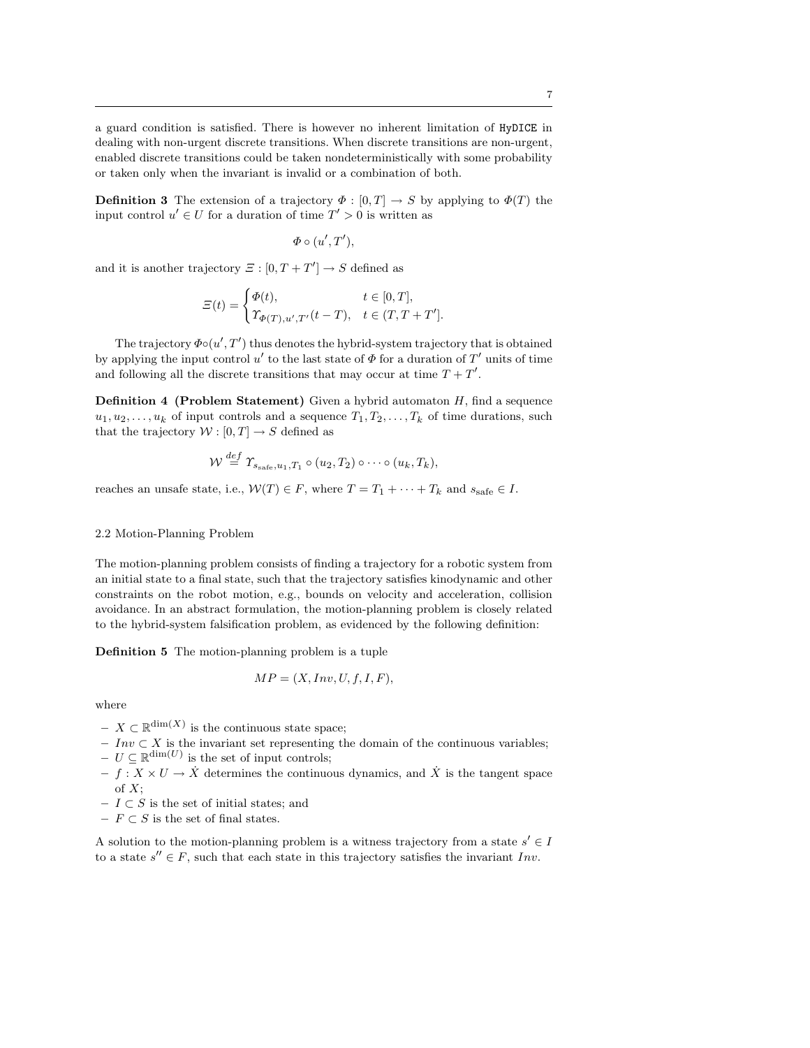a guard condition is satisfied. There is however no inherent limitation of HyDICE in dealing with non-urgent discrete transitions. When discrete transitions are non-urgent, enabled discrete transitions could be taken nondeterministically with some probability or taken only when the invariant is invalid or a combination of both.

**Definition 3** The extension of a trajectory $\Phi : [0, T] \rightarrow S$ by applying to $\Phi(T)$ the input control $u' \in U$ for a duration of time $T' > 0$ is written as

$$\Phi \circ (u', T'),$$

and it is another trajectory $\Xi : [0, T + T'] \rightarrow S$ defined as

$$\Xi(t) = \begin{cases} \Phi(t), & t \in [0, T], \\ \Upsilon_{\Phi(T), u', T'}(t - T), & t \in (T, T + T']. \end{cases}$$

The trajectory $\Phi \circ (u', T')$ thus denotes the hybrid-system trajectory that is obtained by applying the input control $u'$ to the last state of $\Phi$ for a duration of $T'$ units of time and following all the discrete transitions that may occur at time $T + T'$.

**Definition 4 (Problem Statement)** Given a hybrid automaton $H$, find a sequence $u_1, u_2, \ldots, u_k$ of input controls and a sequence $T_1, T_2, \ldots, T_k$ of time durations, such that the trajectory $\mathcal{W} : [0, T] \rightarrow S$ defined as

$$\mathcal{W} \stackrel{def}{=} \Upsilon_{s_{\text{safe}}, u_1, T_1} \circ (u_2, T_2) \circ \cdots \circ (u_k, T_k),$$

reaches an unsafe state, i.e., $\mathcal{W}(T) \in F$, where $T = T_1 + \cdots + T_k$ and $s_{\text{safe}} \in I$.

## 2.2 Motion-Planning Problem

The motion-planning problem consists of finding a trajectory for a robotic system from an initial state to a final state, such that the trajectory satisfies kinodynamic and other constraints on the robot motion, e.g., bounds on velocity and acceleration, collision avoidance. In an abstract formulation, the motion-planning problem is closely related to the hybrid-system falsification problem, as evidenced by the following definition:

**Definition 5** The motion-planning problem is a tuple

$$MP = (X, Inv, U, f, I, F),$$

where

- $X \subset \mathbb{R}^{\dim(X)}$ is the continuous state space;
- $Inv \subset X$ is the invariant set representing the domain of the continuous variables;
- $U \subseteq \mathbb{R}^{\dim(U)}$ is the set of input controls;
- $f : X \times U \rightarrow \dot{X}$ determines the continuous dynamics, and $\dot{X}$ is the tangent space of $X$;
- $I \subset S$ is the set of initial states; and
- $F \subset S$ is the set of final states.

A solution to the motion-planning problem is a witness trajectory from a state $s' \in I$ to a state $s'' \in F$, such that each state in this trajectory satisfies the invariant $Inv$.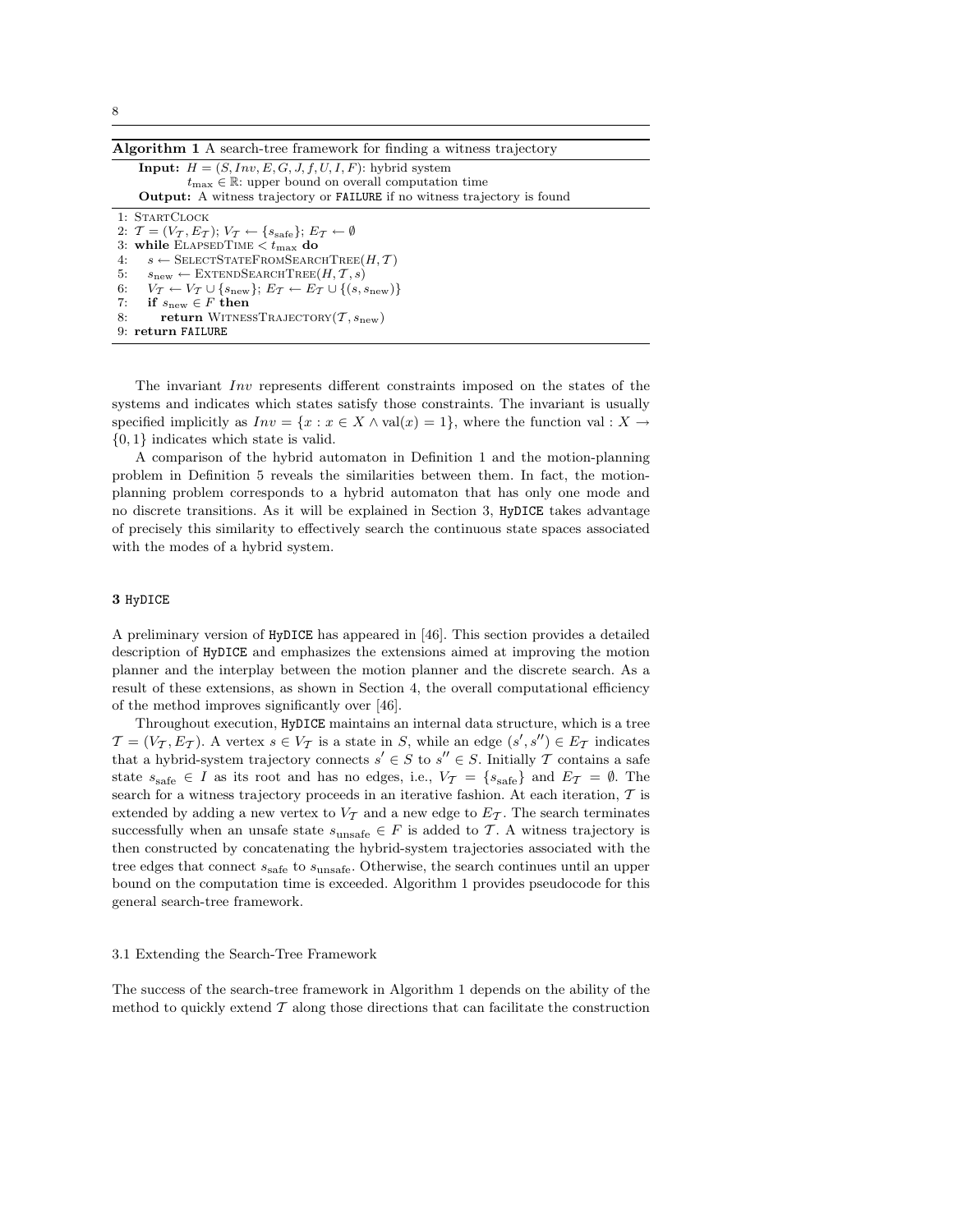**Algorithm 1** A search-tree framework for finding a witness trajectory

**Input:** $H = (S, Inv, E, G, J, f, U, I, F)$: hybrid system
$t_{\max} \in \mathbb{R}$: upper bound on overall computation time
**Output:** A witness trajectory or `FAILURE` if no witness trajectory is found

```
1: StartClock
2: T = (V_T, E_T); V_T ← {s_safe}; E_T ← ∅
3: while ElapsedTime < t_max do
4:    s ← SelectStateFromSearchTree(H, T)
5:    s_new ← ExtendSearchTree(H, T, s)
6:    V_T ← V_T ∪ {s_new}; E_T ← E_T ∪ {(s, s_new)}
7:    if s_new ∈ F then
8:       return WitnessTrajectory(T, s_new)
9: return FAILURE
```

The invariant $Inv$ represents different constraints imposed on the states of the systems and indicates which states satisfy those constraints. The invariant is usually specified implicitly as $Inv = \{x : x \in X \wedge \text{val}(x) = 1\}$, where the function $\text{val} : X \to \{0, 1\}$ indicates which state is valid.

A comparison of the hybrid automaton in Definition 1 and the motion-planning problem in Definition 5 reveals the similarities between them. In fact, the motion-planning problem corresponds to a hybrid automaton that has only one mode and no discrete transitions. As it will be explained in Section 3, `HyDICE` takes advantage of precisely this similarity to effectively search the continuous state spaces associated with the modes of a hybrid system.

## 3 `HyDICE`

A preliminary version of `HyDICE` has appeared in [46]. This section provides a detailed description of `HyDICE` and emphasizes the extensions aimed at improving the motion planner and the interplay between the motion planner and the discrete search. As a result of these extensions, as shown in Section 4, the overall computational efficiency of the method improves significantly over [46].

Throughout execution, `HyDICE` maintains an internal data structure, which is a tree $\mathcal{T} = (V_{\mathcal{T}}, E_{\mathcal{T}})$. A vertex $s \in V_{\mathcal{T}}$ is a state in $S$, while an edge $(s', s'') \in E_{\mathcal{T}}$ indicates that a hybrid-system trajectory connects $s' \in S$ to $s'' \in S$. Initially $\mathcal{T}$ contains a safe state $s_{\text{safe}} \in I$ as its root and has no edges, i.e., $V_{\mathcal{T}} = \{s_{\text{safe}}\}$ and $E_{\mathcal{T}} = \emptyset$. The search for a witness trajectory proceeds in an iterative fashion. At each iteration, $\mathcal{T}$ is extended by adding a new vertex to $V_{\mathcal{T}}$ and a new edge to $E_{\mathcal{T}}$. The search terminates successfully when an unsafe state $s_{\text{unsafe}} \in F$ is added to $\mathcal{T}$. A witness trajectory is then constructed by concatenating the hybrid-system trajectories associated with the tree edges that connect $s_{\text{safe}}$ to $s_{\text{unsafe}}$. Otherwise, the search continues until an upper bound on the computation time is exceeded. Algorithm 1 provides pseudocode for this general search-tree framework.

### 3.1 Extending the Search-Tree Framework

The success of the search-tree framework in Algorithm 1 depends on the ability of the method to quickly extend $\mathcal{T}$ along those directions that can facilitate the construction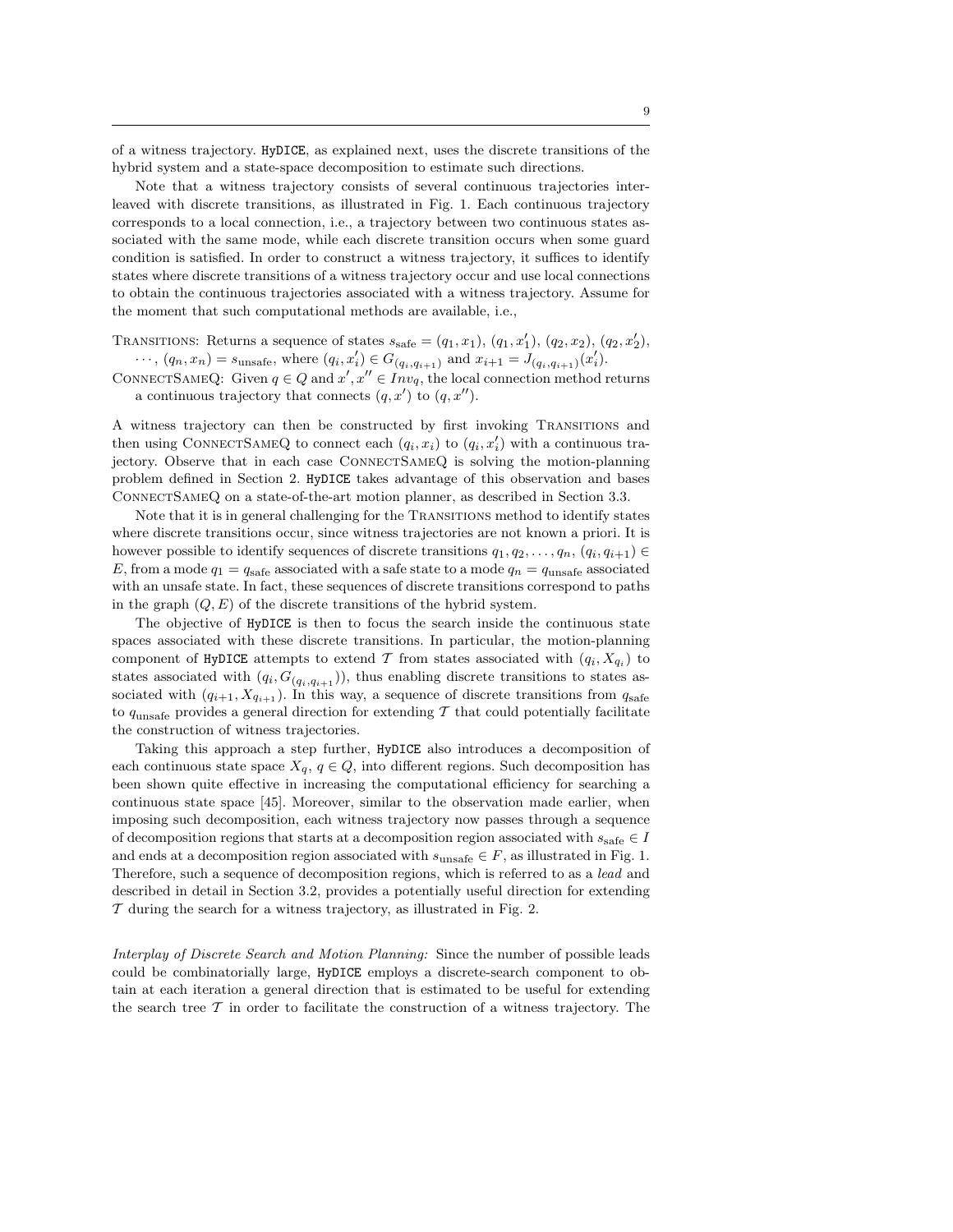of a witness trajectory. `HyDICE`, as explained next, uses the discrete transitions of the hybrid system and a state-space decomposition to estimate such directions.

Note that a witness trajectory consists of several continuous trajectories interleaved with discrete transitions, as illustrated in Fig. 1. Each continuous trajectory corresponds to a local connection, i.e., a trajectory between two continuous states associated with the same mode, while each discrete transition occurs when some guard condition is satisfied. In order to construct a witness trajectory, it suffices to identify states where discrete transitions of a witness trajectory occur and use local connections to obtain the continuous trajectories associated with a witness trajectory. Assume for the moment that such computational methods are available, i.e.,

TRANSITIONS: Returns a sequence of states $s_{\text{safe}} = (q_1, x_1)$, $(q_1, x_1')$, $(q_2, x_2)$, $(q_2, x_2')$, $\cdots$, $(q_n, x_n) = s_{\text{unsafe}}$, where $(q_i, x_i') \in G_{(q_i, q_{i+1})}$ and $x_{i+1} = J_{(q_i, q_{i+1})}(x_i')$.

CONNECTSAMEQ: Given $q \in Q$ and $x', x'' \in Inv_q$, the local connection method returns a continuous trajectory that connects $(q, x')$ to $(q, x'')$.

A witness trajectory can then be constructed by first invoking TRANSITIONS and then using CONNECTSAMEQ to connect each $(q_i, x_i)$ to $(q_i, x_i')$ with a continuous trajectory. Observe that in each case CONNECTSAMEQ is solving the motion-planning problem defined in Section 2. `HyDICE` takes advantage of this observation and bases CONNECTSAMEQ on a state-of-the-art motion planner, as described in Section 3.3.

Note that it is in general challenging for the TRANSITIONS method to identify states where discrete transitions occur, since witness trajectories are not known a priori. It is however possible to identify sequences of discrete transitions $q_1, q_2, \ldots, q_n$, $(q_i, q_{i+1}) \in E$, from a mode $q_1 = q_{\text{safe}}$ associated with a safe state to a mode $q_n = q_{\text{unsafe}}$ associated with an unsafe state. In fact, these sequences of discrete transitions correspond to paths in the graph $(Q, E)$ of the discrete transitions of the hybrid system.

The objective of `HyDICE` is then to focus the search inside the continuous state spaces associated with these discrete transitions. In particular, the motion-planning component of `HyDICE` attempts to extend $\mathcal{T}$ from states associated with $(q_i, X_{q_i})$ to states associated with $(q_i, G_{(q_i, q_{i+1})})$, thus enabling discrete transitions to states associated with $(q_{i+1}, X_{q_{i+1}})$. In this way, a sequence of discrete transitions from $q_{\text{safe}}$ to $q_{\text{unsafe}}$ provides a general direction for extending $\mathcal{T}$ that could potentially facilitate the construction of witness trajectories.

Taking this approach a step further, `HyDICE` also introduces a decomposition of each continuous state space $X_q$, $q \in Q$, into different regions. Such decomposition has been shown quite effective in increasing the computational efficiency for searching a continuous state space [45]. Moreover, similar to the observation made earlier, when imposing such decomposition, each witness trajectory now passes through a sequence of decomposition regions that starts at a decomposition region associated with $s_{\text{safe}} \in I$ and ends at a decomposition region associated with $s_{\text{unsafe}} \in F$, as illustrated in Fig. 1. Therefore, such a sequence of decomposition regions, which is referred to as a *lead* and described in detail in Section 3.2, provides a potentially useful direction for extending $\mathcal{T}$ during the search for a witness trajectory, as illustrated in Fig. 2.

*Interplay of Discrete Search and Motion Planning:* Since the number of possible leads could be combinatorially large, `HyDICE` employs a discrete-search component to obtain at each iteration a general direction that is estimated to be useful for extending the search tree $\mathcal{T}$ in order to facilitate the construction of a witness trajectory. The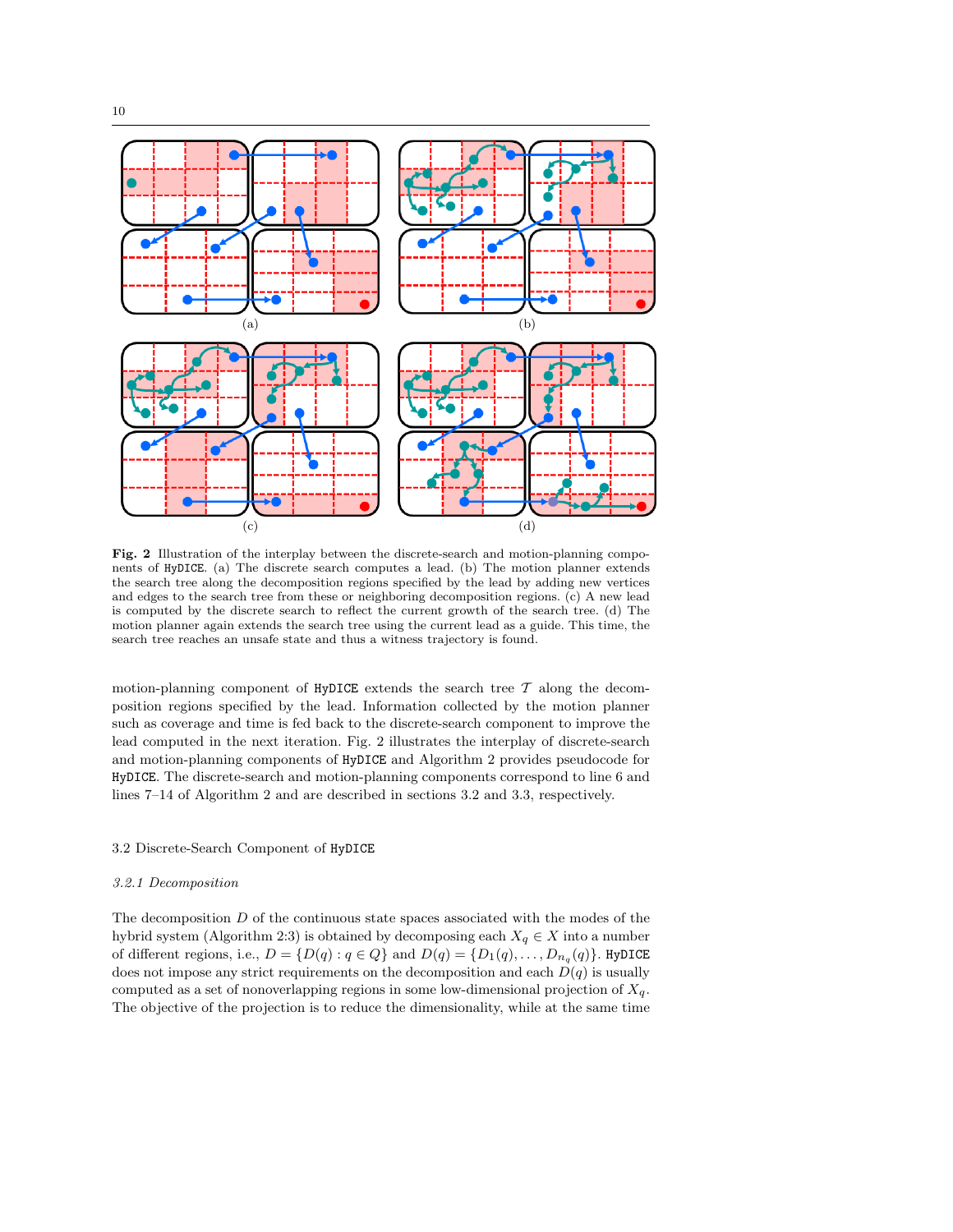(a)

(b)

(c)

(d)

**Fig. 2** Illustration of the interplay between the discrete-search and motion-planning components of `HyDICE`. (a) The discrete search computes a lead. (b) The motion planner extends the search tree along the decomposition regions specified by the lead by adding new vertices and edges to the search tree from these or neighboring decomposition regions. (c) A new lead is computed by the discrete search to reflect the current growth of the search tree. (d) The motion planner again extends the search tree using the current lead as a guide. This time, the search tree reaches an unsafe state and thus a witness trajectory is found.

motion-planning component of `HyDICE` extends the search tree $\mathcal{T}$ along the decomposition regions specified by the lead. Information collected by the motion planner such as coverage and time is fed back to the discrete-search component to improve the lead computed in the next iteration. Fig. 2 illustrates the interplay of discrete-search and motion-planning components of `HyDICE` and Algorithm 2 provides pseudocode for `HyDICE`. The discrete-search and motion-planning components correspond to line 6 and lines 7–14 of Algorithm 2 and are described in sections 3.2 and 3.3, respectively.

### 3.2 Discrete-Search Component of `HyDICE`

#### *3.2.1 Decomposition*

The decomposition $D$ of the continuous state spaces associated with the modes of the hybrid system (Algorithm 2:3) is obtained by decomposing each $X_q \in X$ into a number of different regions, i.e., $D = \{D(q) : q \in Q\}$ and $D(q) = \{D_1(q), \ldots, D_{n_q}(q)\}$. `HyDICE` does not impose any strict requirements on the decomposition and each $D(q)$ is usually computed as a set of nonoverlapping regions in some low-dimensional projection of $X_q$. The objective of the projection is to reduce the dimensionality, while at the same time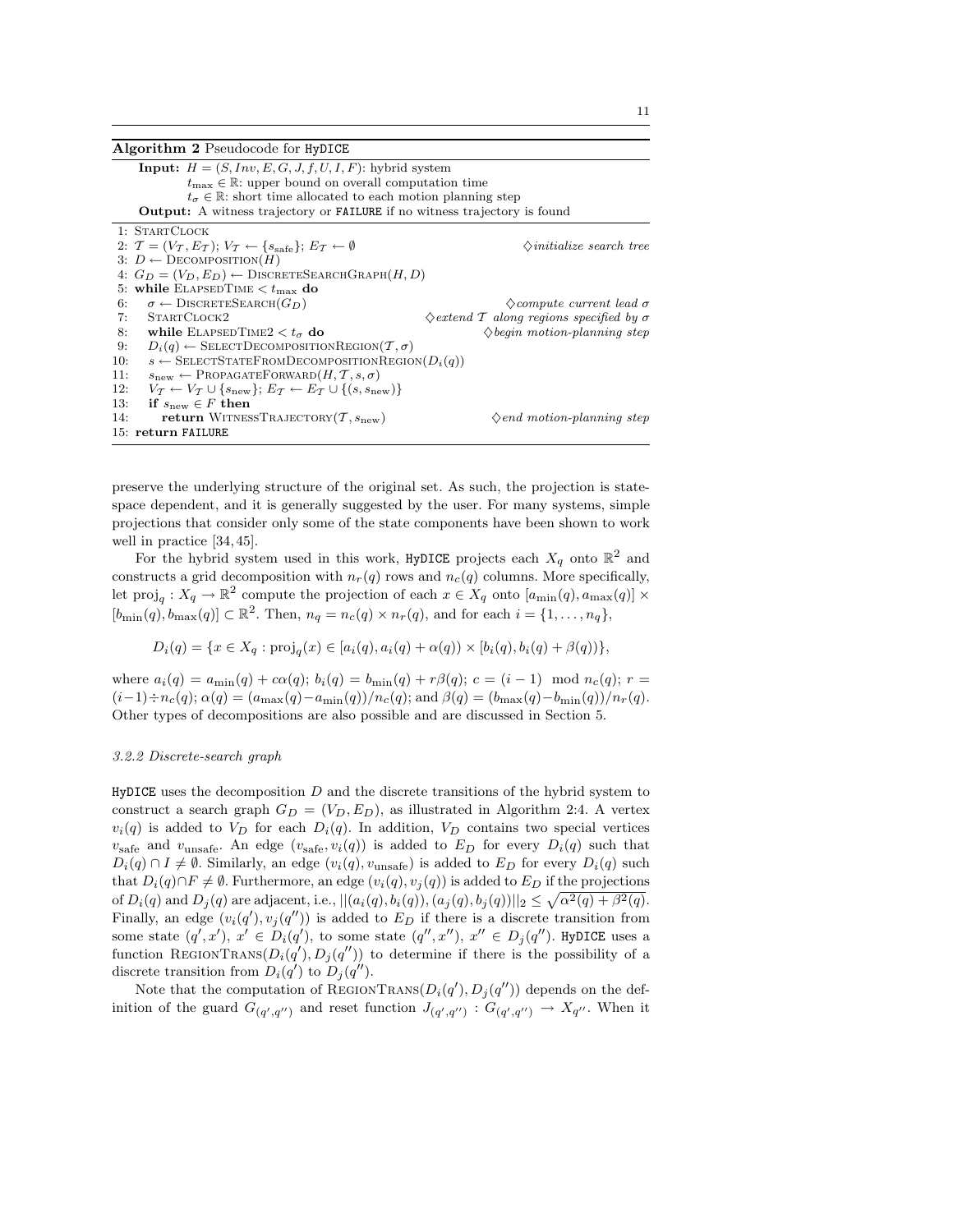**Algorithm 2** Pseudocode for HyDICE

**Input:** $H = (S, Inv, E, G, J, f, U, I, F)$: hybrid system
$t_{\max} \in \mathbb{R}$: upper bound on overall computation time
$t_\sigma \in \mathbb{R}$: short time allocated to each motion planning step
**Output:** A witness trajectory or FAILURE if no witness trajectory is found

```
1: StartClock
2: T = (V_T, E_T); V_T ← {s_safe}; E_T ← ∅                  ◇initialize search tree
3: D ← Decomposition(H)
4: G_D = (V_D, E_D) ← DiscreteSearchGraph(H, D)
5: while ElapsedTime < t_max do
6:    σ ← DiscreteSearch(G_D)                                 ◇compute current lead σ
7:    StartClock2                            ◇extend T along regions specified by σ
8:    while ElapsedTime2 < t_σ do                        ◇begin motion-planning step
9:    D_i(q) ← SelectDecompositionRegion(T, σ)
10:   s ← SelectStateFromDecompositionRegion(D_i(q))
11:   s_new ← PropagateForward(H, T, s, σ)
12:   V_T ← V_T ∪ {s_new}; E_T ← E_T ∪ {(s, s_new)}
13:   if s_new ∈ F then
14:      return WitnessTrajectory(T, s_new)                ◇end motion-planning step
15: return FAILURE
```

preserve the underlying structure of the original set. As such, the projection is state-space dependent, and it is generally suggested by the user. For many systems, simple projections that consider only some of the state components have been shown to work well in practice [34, 45].

For the hybrid system used in this work, HyDICE projects each $X_q$ onto $\mathbb{R}^2$ and constructs a grid decomposition with $n_r(q)$ rows and $n_c(q)$ columns. More specifically, let $\text{proj}_q : X_q \to \mathbb{R}^2$ compute the projection of each $x \in X_q$ onto $[a_{\min}(q), a_{\max}(q)] \times [b_{\min}(q), b_{\max}(q)] \subset \mathbb{R}^2$. Then, $n_q = n_c(q) \times n_r(q)$, and for each $i = \{1, \ldots, n_q\}$,

$$D_i(q) = \{x \in X_q : \text{proj}_q(x) \in [a_i(q), a_i(q) + \alpha(q)) \times [b_i(q), b_i(q) + \beta(q))\},$$

where $a_i(q) = a_{\min}(q) + c\alpha(q)$; $b_i(q) = b_{\min}(q) + r\beta(q)$; $c = (i-1) \mod n_c(q)$; $r = (i-1) \div n_c(q)$; $\alpha(q) = (a_{\max}(q) - a_{\min}(q))/n_c(q)$; and $\beta(q) = (b_{\max}(q) - b_{\min}(q))/n_r(q)$. Other types of decompositions are also possible and are discussed in Section 5.

### *3.2.2 Discrete-search graph*

HyDICE uses the decomposition $D$ and the discrete transitions of the hybrid system to construct a search graph $G_D = (V_D, E_D)$, as illustrated in Algorithm 2:4. A vertex $v_i(q)$ is added to $V_D$ for each $D_i(q)$. In addition, $V_D$ contains two special vertices $v_{\text{safe}}$ and $v_{\text{unsafe}}$. An edge $(v_{\text{safe}}, v_i(q))$ is added to $E_D$ for every $D_i(q)$ such that $D_i(q) \cap I \neq \emptyset$. Similarly, an edge $(v_i(q), v_{\text{unsafe}})$ is added to $E_D$ for every $D_i(q)$ such that $D_i(q) \cap F \neq \emptyset$. Furthermore, an edge $(v_i(q), v_j(q))$ is added to $E_D$ if the projections of $D_i(q)$ and $D_j(q)$ are adjacent, i.e., $||(a_i(q), b_i(q)), (a_j(q), b_j(q))||_2 \leq \sqrt{\alpha^2(q) + \beta^2(q)}$. Finally, an edge $(v_i(q'), v_j(q''))$ is added to $E_D$ if there is a discrete transition from some state $(q', x')$, $x' \in D_i(q')$, to some state $(q'', x'')$, $x'' \in D_j(q'')$. HyDICE uses a function RegionTrans$(D_i(q'), D_j(q''))$ to determine if there is the possibility of a discrete transition from $D_i(q')$ to $D_j(q'')$.

Note that the computation of RegionTrans$(D_i(q'), D_j(q''))$ depends on the definition of the guard $G_{(q',q'')}$ and reset function $J_{(q',q'')} : G_{(q',q'')} \to X_{q''}$. When it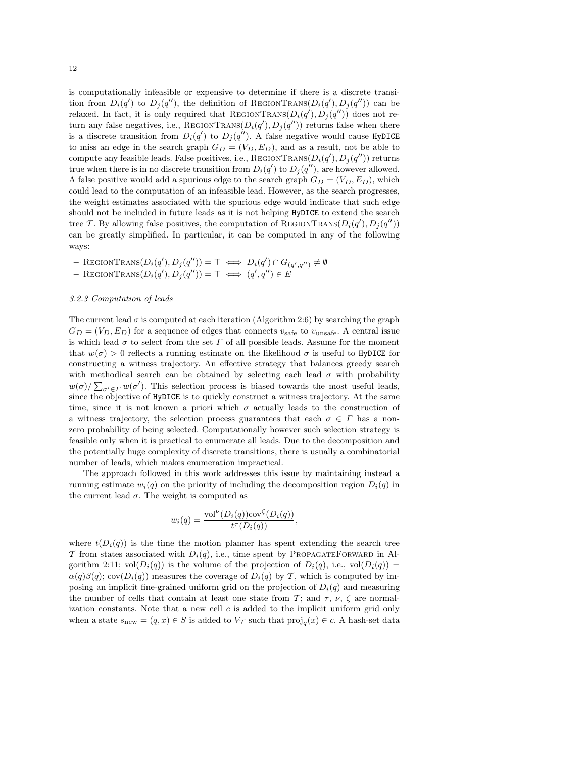is computationally infeasible or expensive to determine if there is a discrete transition from $D_i(q')$ to $D_j(q'')$, the definition of $\textsc{RegionTrans}(D_i(q'), D_j(q''))$ can be relaxed. In fact, it is only required that $\textsc{RegionTrans}(D_i(q'), D_j(q''))$ does not return any false negatives, i.e., $\textsc{RegionTrans}(D_i(q'), D_j(q''))$ returns false when there is a discrete transition from $D_i(q')$ to $D_j(q'')$. A false negative would cause `HyDICE` to miss an edge in the search graph $G_D = (V_D, E_D)$, and as a result, not be able to compute any feasible leads. False positives, i.e., $\textsc{RegionTrans}(D_i(q'), D_j(q''))$ returns true when there is in no discrete transition from $D_i(q')$ to $D_j(q'')$, are however allowed. A false positive would add a spurious edge to the search graph $G_D = (V_D, E_D)$, which could lead to the computation of an infeasible lead. However, as the search progresses, the weight estimates associated with the spurious edge would indicate that such edge should not be included in future leads as it is not helping `HyDICE` to extend the search tree $\mathcal{T}$. By allowing false positives, the computation of $\textsc{RegionTrans}(D_i(q'), D_j(q''))$ can be greatly simplified. In particular, it can be computed in any of the following ways:

- $\textsc{RegionTrans}(D_i(q'), D_j(q'')) = \top \iff D_i(q') \cap G_{(q',q'')} \neq \emptyset$
- $\textsc{RegionTrans}(D_i(q'), D_j(q'')) = \top \iff (q', q'') \in E$

*3.2.3 Computation of leads*

The current lead $\sigma$ is computed at each iteration (Algorithm 2:6) by searching the graph $G_D = (V_D, E_D)$ for a sequence of edges that connects $v_{\text{safe}}$ to $v_{\text{unsafe}}$. A central issue is which lead $\sigma$ to select from the set $\Gamma$ of all possible leads. Assume for the moment that $w(\sigma) > 0$ reflects a running estimate on the likelihood $\sigma$ is useful to `HyDICE` for constructing a witness trajectory. An effective strategy that balances greedy search with methodical search can be obtained by selecting each lead $\sigma$ with probability $w(\sigma)/\sum_{\sigma' \in \Gamma} w(\sigma')$. This selection process is biased towards the most useful leads, since the objective of `HyDICE` is to quickly construct a witness trajectory. At the same time, since it is not known a priori which $\sigma$ actually leads to the construction of a witness trajectory, the selection process guarantees that each $\sigma \in \Gamma$ has a non-zero probability of being selected. Computationally however such selection strategy is feasible only when it is practical to enumerate all leads. Due to the decomposition and the potentially huge complexity of discrete transitions, there is usually a combinatorial number of leads, which makes enumeration impractical.

The approach followed in this work addresses this issue by maintaining instead a running estimate $w_i(q)$ on the priority of including the decomposition region $D_i(q)$ in the current lead $\sigma$. The weight is computed as

$$w_i(q) = \frac{\text{vol}^{\nu}(D_i(q))\text{cov}^{\zeta}(D_i(q))}{t^{\tau}(D_i(q))},$$

where $t(D_i(q))$ is the time the motion planner has spent extending the search tree $\mathcal{T}$ from states associated with $D_i(q)$, i.e., time spent by $\textsc{PropagateForward}$ in Algorithm 2:11; $\text{vol}(D_i(q))$ is the volume of the projection of $D_i(q)$, i.e., $\text{vol}(D_i(q)) = \alpha(q)\beta(q)$; $\text{cov}(D_i(q))$ measures the coverage of $D_i(q)$ by $\mathcal{T}$, which is computed by imposing an implicit fine-grained uniform grid on the projection of $D_i(q)$ and measuring the number of cells that contain at least one state from $\mathcal{T}$; and $\tau$, $\nu$, $\zeta$ are normalization constants. Note that a new cell $c$ is added to the implicit uniform grid only when a state $s_{\text{new}} = (q, x) \in S$ is added to $V_{\mathcal{T}}$ such that $\text{proj}_q(x) \in c$. A hash-set data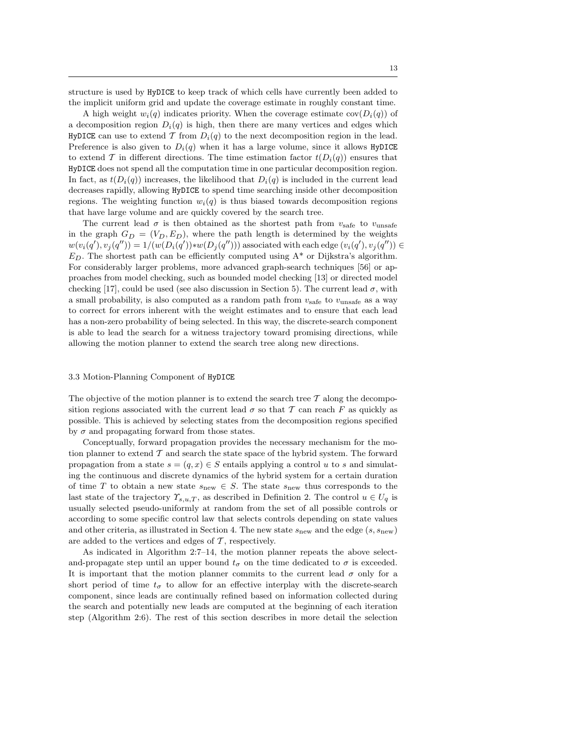structure is used by HyDICE to keep track of which cells have currently been added to the implicit uniform grid and update the coverage estimate in roughly constant time.

A high weight $w_i(q)$ indicates priority. When the coverage estimate $\text{cov}(D_i(q))$ of a decomposition region $D_i(q)$ is high, then there are many vertices and edges which HyDICE can use to extend $\mathcal{T}$ from $D_i(q)$ to the next decomposition region in the lead. Preference is also given to $D_i(q)$ when it has a large volume, since it allows HyDICE to extend $\mathcal{T}$ in different directions. The time estimation factor $t(D_i(q))$ ensures that HyDICE does not spend all the computation time in one particular decomposition region. In fact, as $t(D_i(q))$ increases, the likelihood that $D_i(q)$ is included in the current lead decreases rapidly, allowing HyDICE to spend time searching inside other decomposition regions. The weighting function $w_i(q)$ is thus biased towards decomposition regions that have large volume and are quickly covered by the search tree.

The current lead $\sigma$ is then obtained as the shortest path from $v_{\text{safe}}$ to $v_{\text{unsafe}}$ in the graph $G_D = (V_D, E_D)$, where the path length is determined by the weights $w(v_i(q'), v_j(q'')) = 1/(w(D_i(q')) * w(D_j(q'')))$ associated with each edge $(v_i(q'), v_j(q'')) \in E_D$. The shortest path can be efficiently computed using A\* or Dijkstra's algorithm. For considerably larger problems, more advanced graph-search techniques [56] or approaches from model checking, such as bounded model checking [13] or directed model checking [17], could be used (see also discussion in Section 5). The current lead $\sigma$, with a small probability, is also computed as a random path from $v_{\text{safe}}$ to $v_{\text{unsafe}}$ as a way to correct for errors inherent with the weight estimates and to ensure that each lead has a non-zero probability of being selected. In this way, the discrete-search component is able to lead the search for a witness trajectory toward promising directions, while allowing the motion planner to extend the search tree along new directions.

### 3.3 Motion-Planning Component of HyDICE

The objective of the motion planner is to extend the search tree $\mathcal{T}$ along the decomposition regions associated with the current lead $\sigma$ so that $\mathcal{T}$ can reach $F$ as quickly as possible. This is achieved by selecting states from the decomposition regions specified by $\sigma$ and propagating forward from those states.

Conceptually, forward propagation provides the necessary mechanism for the motion planner to extend $\mathcal{T}$ and search the state space of the hybrid system. The forward propagation from a state $s = (q, x) \in S$ entails applying a control $u$ to $s$ and simulating the continuous and discrete dynamics of the hybrid system for a certain duration of time $T$ to obtain a new state $s_{\text{new}} \in S$. The state $s_{\text{new}}$ thus corresponds to the last state of the trajectory $\Upsilon_{s,u,T}$, as described in Definition 2. The control $u \in U_q$ is usually selected pseudo-uniformly at random from the set of all possible controls or according to some specific control law that selects controls depending on state values and other criteria, as illustrated in Section 4. The new state $s_{\text{new}}$ and the edge $(s, s_{\text{new}})$ are added to the vertices and edges of $\mathcal{T}$, respectively.

As indicated in Algorithm 2:7–14, the motion planner repeats the above select-and-propagate step until an upper bound $t_\sigma$ on the time dedicated to $\sigma$ is exceeded. It is important that the motion planner commits to the current lead $\sigma$ only for a short period of time $t_\sigma$ to allow for an effective interplay with the discrete-search component, since leads are continually refined based on information collected during the search and potentially new leads are computed at the beginning of each iteration step (Algorithm 2:6). The rest of this section describes in more detail the selection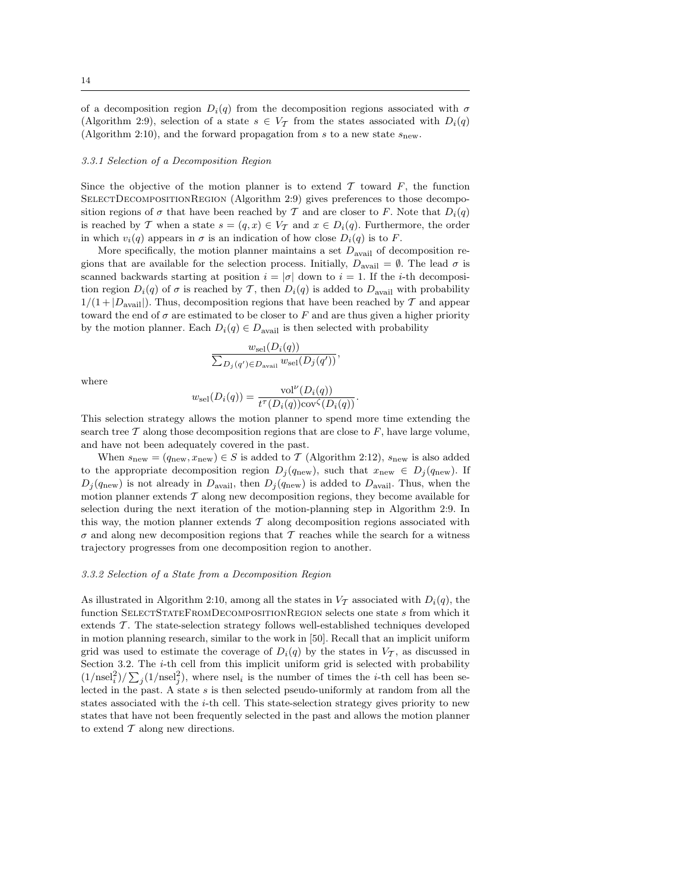of a decomposition region $D_i(q)$ from the decomposition regions associated with $\sigma$ (Algorithm 2:9), selection of a state $s \in V_{\mathcal{T}}$ from the states associated with $D_i(q)$ (Algorithm 2:10), and the forward propagation from $s$ to a new state $s_{\text{new}}$.

### *3.3.1 Selection of a Decomposition Region*

Since the objective of the motion planner is to extend $\mathcal{T}$ toward $F$, the function SelectDecompositionRegion (Algorithm 2:9) gives preferences to those decomposition regions of $\sigma$ that have been reached by $\mathcal{T}$ and are closer to $F$. Note that $D_i(q)$ is reached by $\mathcal{T}$ when a state $s = (q, x) \in V_{\mathcal{T}}$ and $x \in D_i(q)$. Furthermore, the order in which $v_i(q)$ appears in $\sigma$ is an indication of how close $D_i(q)$ is to $F$.

More specifically, the motion planner maintains a set $D_{\text{avail}}$ of decomposition regions that are available for the selection process. Initially, $D_{\text{avail}} = \emptyset$. The lead $\sigma$ is scanned backwards starting at position $i = |\sigma|$ down to $i = 1$. If the $i$-th decomposition region $D_i(q)$ of $\sigma$ is reached by $\mathcal{T}$, then $D_i(q)$ is added to $D_{\text{avail}}$ with probability $1/(1 + |D_{\text{avail}}|)$. Thus, decomposition regions that have been reached by $\mathcal{T}$ and appear toward the end of $\sigma$ are estimated to be closer to $F$ and are thus given a higher priority by the motion planner. Each $D_i(q) \in D_{\text{avail}}$ is then selected with probability

$$\frac{w_{\text{sel}}(D_i(q))}{\sum_{D_j(q') \in D_{\text{avail}}} w_{\text{sel}}(D_j(q'))},$$

where

$$w_{\text{sel}}(D_i(q)) = \frac{\text{vol}^{\nu}(D_i(q))}{t^{\tau}(D_i(q))\text{cov}^{\zeta}(D_i(q))}.$$

This selection strategy allows the motion planner to spend more time extending the search tree $\mathcal{T}$ along those decomposition regions that are close to $F$, have large volume, and have not been adequately covered in the past.

When $s_{\text{new}} = (q_{\text{new}}, x_{\text{new}}) \in S$ is added to $\mathcal{T}$ (Algorithm 2:12), $s_{\text{new}}$ is also added to the appropriate decomposition region $D_j(q_{\text{new}})$, such that $x_{\text{new}} \in D_j(q_{\text{new}})$. If $D_j(q_{\text{new}})$ is not already in $D_{\text{avail}}$, then $D_j(q_{\text{new}})$ is added to $D_{\text{avail}}$. Thus, when the motion planner extends $\mathcal{T}$ along new decomposition regions, they become available for selection during the next iteration of the motion-planning step in Algorithm 2:9. In this way, the motion planner extends $\mathcal{T}$ along decomposition regions associated with $\sigma$ and along new decomposition regions that $\mathcal{T}$ reaches while the search for a witness trajectory progresses from one decomposition region to another.

### *3.3.2 Selection of a State from a Decomposition Region*

As illustrated in Algorithm 2:10, among all the states in $V_{\mathcal{T}}$ associated with $D_i(q)$, the function SelectStateFromDecompositionRegion selects one state $s$ from which it extends $\mathcal{T}$. The state-selection strategy follows well-established techniques developed in motion planning research, similar to the work in [50]. Recall that an implicit uniform grid was used to estimate the coverage of $D_i(q)$ by the states in $V_{\mathcal{T}}$, as discussed in Section 3.2. The $i$-th cell from this implicit uniform grid is selected with probability $(1/\text{nsel}_i^2)/\sum_j(1/\text{nsel}_j^2)$, where $\text{nsel}_i$ is the number of times the $i$-th cell has been selected in the past. A state $s$ is then selected pseudo-uniformly at random from all the states associated with the $i$-th cell. This state-selection strategy gives priority to new states that have not been frequently selected in the past and allows the motion planner to extend $\mathcal{T}$ along new directions.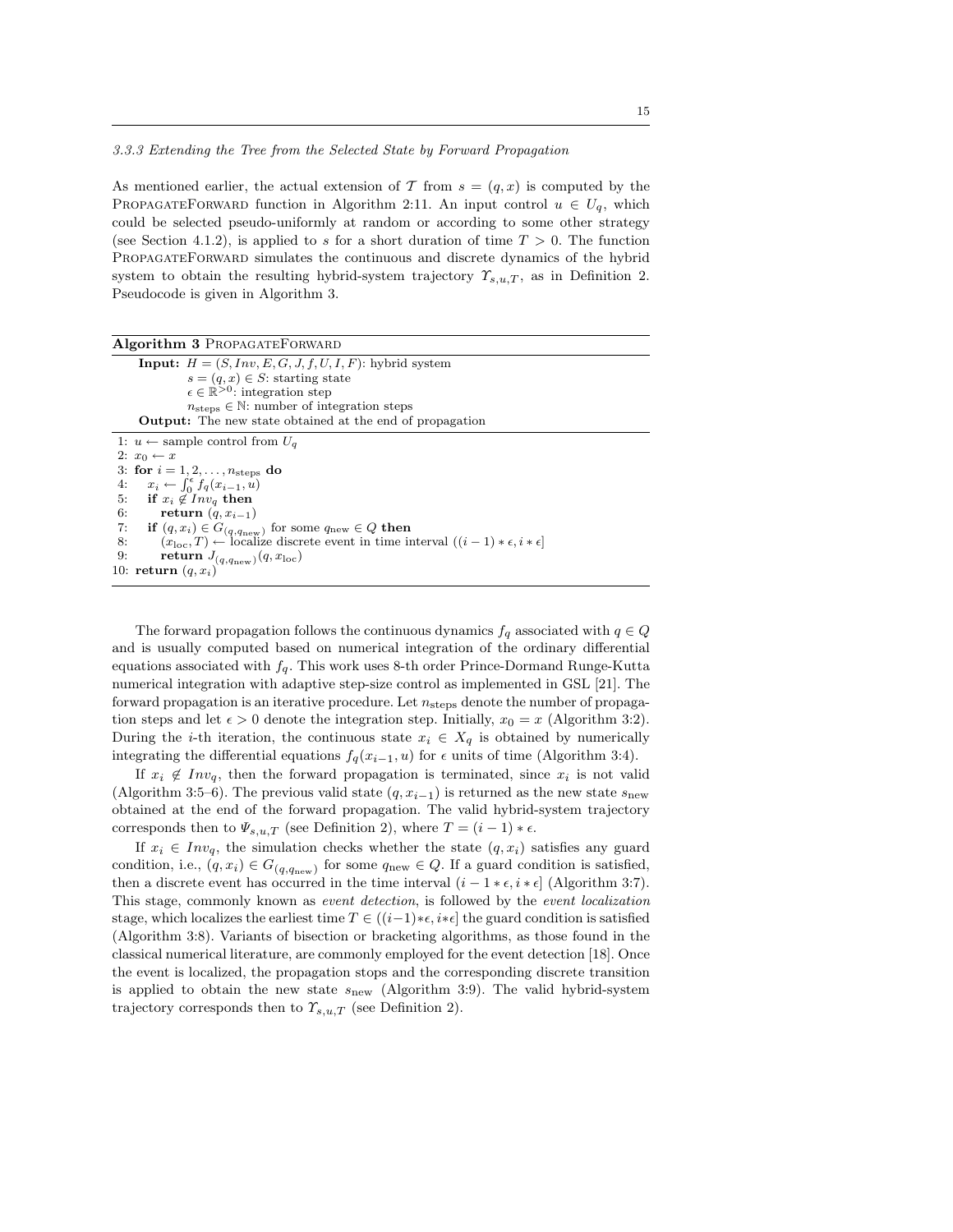#### 3.3.3 Extending the Tree from the Selected State by Forward Propagation

As mentioned earlier, the actual extension of $\mathcal{T}$ from $s = (q, x)$ is computed by the PropagateForward function in Algorithm 2:11. An input control $u \in U_q$, which could be selected pseudo-uniformly at random or according to some other strategy (see Section 4.1.2), is applied to $s$ for a short duration of time $T > 0$. The function PropagateForward simulates the continuous and discrete dynamics of the hybrid system to obtain the resulting hybrid-system trajectory $\Upsilon_{s,u,T}$, as in Definition 2. Pseudocode is given in Algorithm 3.

**Algorithm 3** PropagateForward

**Input:** $H = (S, Inv, E, G, J, f, U, I, F)$: hybrid system
$s = (q, x) \in S$: starting state
$\epsilon \in \mathbb{R}^{>0}$: integration step
$n_{\text{steps}} \in \mathbb{N}$: number of integration steps
**Output:** The new state obtained at the end of propagation

1: $u \leftarrow$ sample control from $U_q$
2: $x_0 \leftarrow x$
3: **for** $i = 1, 2, \ldots, n_{\text{steps}}$ **do**
4: $\quad x_i \leftarrow \int_0^{\epsilon} f_q(x_{i-1}, u)$
5: $\quad$ **if** $x_i \notin Inv_q$ **then**
6: $\quad\quad$ **return** $(q, x_{i-1})$
7: $\quad$ **if** $(q, x_i) \in G_{(q, q_{\text{new}})}$ for some $q_{\text{new}} \in Q$ **then**
8: $\quad\quad$ $(x_{\text{loc}}, T) \leftarrow$ localize discrete event in time interval $((i-1) * \epsilon, i * \epsilon]$
9: $\quad\quad$ **return** $J_{(q, q_{\text{new}})}(q, x_{\text{loc}})$
10: **return** $(q, x_i)$

The forward propagation follows the continuous dynamics $f_q$ associated with $q \in Q$ and is usually computed based on numerical integration of the ordinary differential equations associated with $f_q$. This work uses 8-th order Prince-Dormand Runge-Kutta numerical integration with adaptive step-size control as implemented in GSL [21]. The forward propagation is an iterative procedure. Let $n_{\text{steps}}$ denote the number of propagation steps and let $\epsilon > 0$ denote the integration step. Initially, $x_0 = x$ (Algorithm 3:2). During the $i$-th iteration, the continuous state $x_i \in X_q$ is obtained by numerically integrating the differential equations $f_q(x_{i-1}, u)$ for $\epsilon$ units of time (Algorithm 3:4).

If $x_i \notin Inv_q$, then the forward propagation is terminated, since $x_i$ is not valid (Algorithm 3:5–6). The previous valid state $(q, x_{i-1})$ is returned as the new state $s_{\text{new}}$ obtained at the end of the forward propagation. The valid hybrid-system trajectory corresponds then to $\Psi_{s,u,T}$ (see Definition 2), where $T = (i-1) * \epsilon$.

If $x_i \in Inv_q$, the simulation checks whether the state $(q, x_i)$ satisfies any guard condition, i.e., $(q, x_i) \in G_{(q, q_{\text{new}})}$ for some $q_{\text{new}} \in Q$. If a guard condition is satisfied, then a discrete event has occurred in the time interval $(i - 1 * \epsilon, i * \epsilon]$ (Algorithm 3:7). This stage, commonly known as *event detection*, is followed by the *event localization* stage, which localizes the earliest time $T \in ((i-1)*\epsilon, i*\epsilon]$ the guard condition is satisfied (Algorithm 3:8). Variants of bisection or bracketing algorithms, as those found in the classical numerical literature, are commonly employed for the event detection [18]. Once the event is localized, the propagation stops and the corresponding discrete transition is applied to obtain the new state $s_{\text{new}}$ (Algorithm 3:9). The valid hybrid-system trajectory corresponds then to $\Upsilon_{s,u,T}$ (see Definition 2).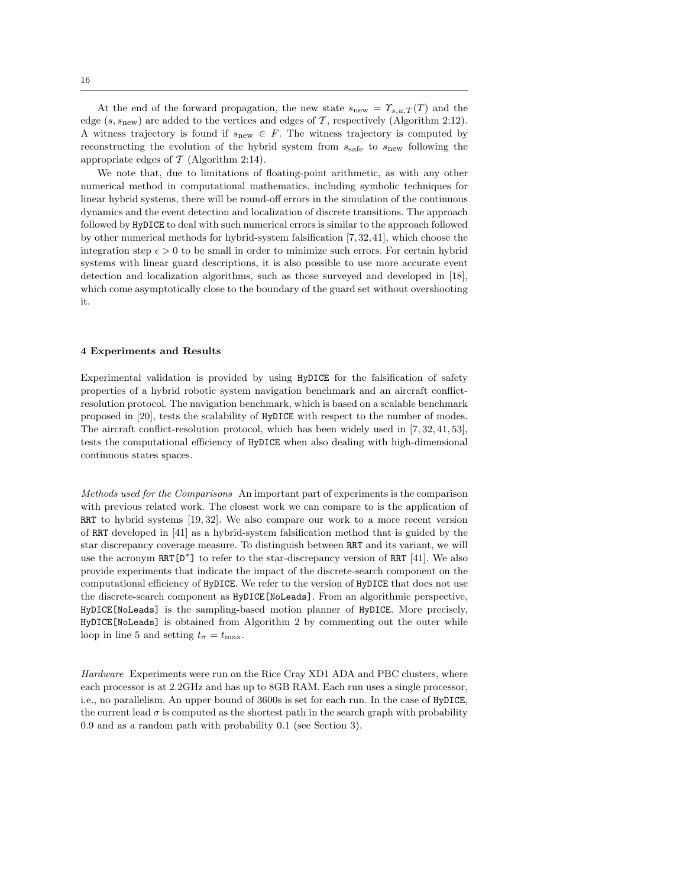At the end of the forward propagation, the new state $s_{\text{new}} = \Upsilon_{s,u,T}(T)$ and the edge $(s, s_{\text{new}})$ are added to the vertices and edges of $\mathcal{T}$, respectively (Algorithm 2:12). A witness trajectory is found if $s_{\text{new}} \in F$. The witness trajectory is computed by reconstructing the evolution of the hybrid system from $s_{\text{safe}}$ to $s_{\text{new}}$ following the appropriate edges of $\mathcal{T}$ (Algorithm 2:14).

We note that, due to limitations of floating-point arithmetic, as with any other numerical method in computational mathematics, including symbolic techniques for linear hybrid systems, there will be round-off errors in the simulation of the continuous dynamics and the event detection and localization of discrete transitions. The approach followed by `HyDICE` to deal with such numerical errors is similar to the approach followed by other numerical methods for hybrid-system falsification [7,32,41], which choose the integration step $\epsilon > 0$ to be small in order to minimize such errors. For certain hybrid systems with linear guard descriptions, it is also possible to use more accurate event detection and localization algorithms, such as those surveyed and developed in [18], which come asymptotically close to the boundary of the guard set without overshooting it.

## 4 Experiments and Results

Experimental validation is provided by using `HyDICE` for the falsification of safety properties of a hybrid robotic system navigation benchmark and an aircraft conflict-resolution protocol. The navigation benchmark, which is based on a scalable benchmark proposed in [20], tests the scalability of `HyDICE` with respect to the number of modes. The aircraft conflict-resolution protocol, which has been widely used in [7,32,41,53], tests the computational efficiency of `HyDICE` when also dealing with high-dimensional continuous states spaces.

*Methods used for the Comparisons* An important part of experiments is the comparison with previous related work. The closest work we can compare to is the application of `RRT` to hybrid systems [19,32]. We also compare our work to a more recent version of `RRT` developed in [41] as a hybrid-system falsification method that is guided by the star discrepancy coverage measure. To distinguish between `RRT` and its variant, we will use the acronym `RRT[D*]` to refer to the star-discrepancy version of `RRT` [41]. We also provide experiments that indicate the impact of the discrete-search component on the computational efficiency of `HyDICE`. We refer to the version of `HyDICE` that does not use the discrete-search component as `HyDICE[NoLeads]`. From an algorithmic perspective, `HyDICE[NoLeads]` is the sampling-based motion planner of `HyDICE`. More precisely, `HyDICE[NoLeads]` is obtained from Algorithm 2 by commenting out the outer while loop in line 5 and setting $t_\sigma = t_{\max}$.

*Hardware* Experiments were run on the Rice Cray XD1 ADA and PBC clusters, where each processor is at 2.2GHz and has up to 8GB RAM. Each run uses a single processor, i.e., no parallelism. An upper bound of 3600s is set for each run. In the case of `HyDICE`, the current lead $\sigma$ is computed as the shortest path in the search graph with probability 0.9 and as a random path with probability 0.1 (see Section 3).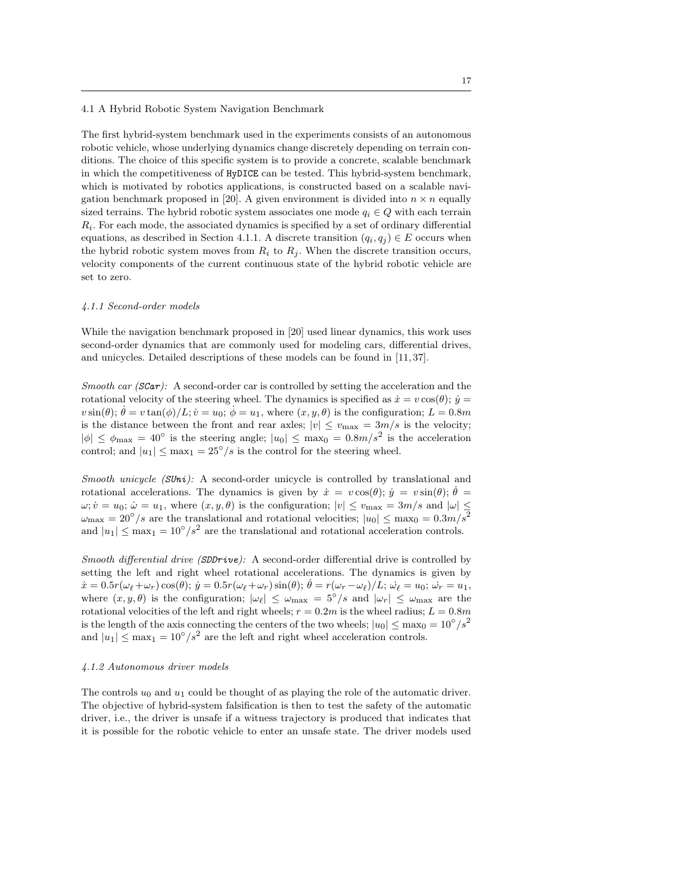### 4.1 A Hybrid Robotic System Navigation Benchmark

The first hybrid-system benchmark used in the experiments consists of an autonomous robotic vehicle, whose underlying dynamics change discretely depending on terrain conditions. The choice of this specific system is to provide a concrete, scalable benchmark in which the competitiveness of HyDICE can be tested. This hybrid-system benchmark, which is motivated by robotics applications, is constructed based on a scalable navigation benchmark proposed in [20]. A given environment is divided into $n \times n$ equally sized terrains. The hybrid robotic system associates one mode $q_i \in Q$ with each terrain $R_i$. For each mode, the associated dynamics is specified by a set of ordinary differential equations, as described in Section 4.1.1. A discrete transition $(q_i, q_j) \in E$ occurs when the hybrid robotic system moves from $R_i$ to $R_j$. When the discrete transition occurs, velocity components of the current continuous state of the hybrid robotic vehicle are set to zero.

#### 4.1.1 Second-order models

While the navigation benchmark proposed in [20] used linear dynamics, this work uses second-order dynamics that are commonly used for modeling cars, differential drives, and unicycles. Detailed descriptions of these models can be found in [11, 37].

*Smooth car (SCar):* A second-order car is controlled by setting the acceleration and the rotational velocity of the steering wheel. The dynamics is specified as $\dot{x} = v\cos(\theta)$; $\dot{y} = v\sin(\theta)$; $\dot{\theta} = v\tan(\phi)/L$; $\dot{v} = u_0$; $\dot{\phi} = u_1$, where $(x, y, \theta)$ is the configuration; $L = 0.8m$ is the distance between the front and rear axles; $|v| \leq v_{\max} = 3m/s$ is the velocity; $|\phi| \leq \phi_{\max} = 40^\circ$ is the steering angle; $|u_0| \leq \max_0 = 0.8m/s^2$ is the acceleration control; and $|u_1| \leq \max_1 = 25^\circ/s$ is the control for the steering wheel.

*Smooth unicycle (SUni):* A second-order unicycle is controlled by translational and rotational accelerations. The dynamics is given by $\dot{x} = v\cos(\theta)$; $\dot{y} = v\sin(\theta)$; $\dot{\theta} = \omega$; $\dot{v} = u_0$; $\dot{\omega} = u_1$, where $(x, y, \theta)$ is the configuration; $|v| \leq v_{\max} = 3m/s$ and $|\omega| \leq \omega_{\max} = 20^\circ/s$ are the translational and rotational velocities; $|u_0| \leq \max_0 = 0.3m/s^2$ and $|u_1| \leq \max_1 = 10^\circ/s^2$ are the translational and rotational acceleration controls.

*Smooth differential drive (SDDrive):* A second-order differential drive is controlled by setting the left and right wheel rotational accelerations. The dynamics is given by $\dot{x} = 0.5r(\omega_\ell + \omega_r)\cos(\theta)$; $\dot{y} = 0.5r(\omega_\ell + \omega_r)\sin(\theta)$; $\dot{\theta} = r(\omega_r - \omega_\ell)/L$; $\dot{\omega_\ell} = u_0$; $\dot{\omega_r} = u_1$, where $(x, y, \theta)$ is the configuration; $|\omega_\ell| \leq \omega_{\max} = 5^\circ/s$ and $|\omega_r| \leq \omega_{\max}$ are the rotational velocities of the left and right wheels; $r = 0.2m$ is the wheel radius; $L = 0.8m$ is the length of the axis connecting the centers of the two wheels; $|u_0| \leq \max_0 = 10^\circ/s^2$ and $|u_1| \leq \max_1 = 10^\circ/s^2$ are the left and right wheel acceleration controls.

#### 4.1.2 Autonomous driver models

The controls $u_0$ and $u_1$ could be thought of as playing the role of the automatic driver. The objective of hybrid-system falsification is then to test the safety of the automatic driver, i.e., the driver is unsafe if a witness trajectory is produced that indicates that it is possible for the robotic vehicle to enter an unsafe state. The driver models used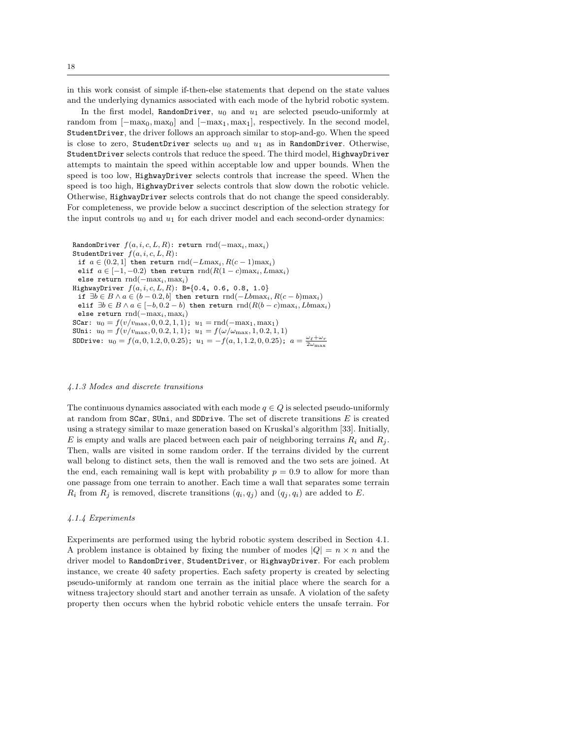in this work consist of simple if-then-else statements that depend on the state values and the underlying dynamics associated with each mode of the hybrid robotic system.

In the first model, RandomDriver, $u_0$ and $u_1$ are selected pseudo-uniformly at random from $[-\max_0, \max_0]$ and $[-\max_1, \max_1]$, respectively. In the second model, StudentDriver, the driver follows an approach similar to stop-and-go. When the speed is close to zero, StudentDriver selects $u_0$ and $u_1$ as in RandomDriver. Otherwise, StudentDriver selects controls that reduce the speed. The third model, HighwayDriver attempts to maintain the speed within acceptable low and upper bounds. When the speed is too low, HighwayDriver selects controls that increase the speed. When the speed is too high, HighwayDriver selects controls that slow down the robotic vehicle. Otherwise, HighwayDriver selects controls that do not change the speed considerably. For completeness, we provide below a succinct description of the selection strategy for the input controls $u_0$ and $u_1$ for each driver model and each second-order dynamics:

RandomDriver $f(a, i, c, L, R)$: return $\mathrm{rnd}(-\max_i, \max_i)$
StudentDriver $f(a, i, c, L, R)$:
  if $a \in (0.2, 1]$ then return $\mathrm{rnd}(-L\max_i, R(c-1)\max_i)$
  elif $a \in [-1, -0.2)$ then return $\mathrm{rnd}(R(1-c)\max_i, L\max_i)$
  else return $\mathrm{rnd}(-\max_i, \max_i)$
HighwayDriver $f(a, i, c, L, R)$: B={0.4, 0.6, 0.8, 1.0}
  if $\exists b \in B \wedge a \in (b-0.2, b]$ then return $\mathrm{rnd}(-Lb\max_i, R(c-b)\max_i)$
  elif $\exists b \in B \wedge a \in [-b, 0.2-b)$ then return $\mathrm{rnd}(R(b-c)\max_i, Lb\max_i)$
  else return $\mathrm{rnd}(-\max_i, \max_i)$
SCar: $u_0 = f(v/v_{\max}, 0, 0.2, 1, 1)$; $u_1 = \mathrm{rnd}(-\max_1, \max_1)$
SUni: $u_0 = f(v/v_{\max}, 0, 0.2, 1, 1)$; $u_1 = f(\omega/\omega_{\max}, 1, 0.2, 1, 1)$
SDDrive: $u_0 = f(a, 0, 1.2, 0, 0.25)$; $u_1 = -f(a, 1, 1.2, 0, 0.25)$; $a = \frac{\omega_\ell + \omega_r}{2\omega_{\max}}$

#### 4.1.3 Modes and discrete transitions

The continuous dynamics associated with each mode $q \in Q$ is selected pseudo-uniformly at random from SCar, SUni, and SDDrive. The set of discrete transitions $E$ is created using a strategy similar to maze generation based on Kruskal's algorithm [33]. Initially, $E$ is empty and walls are placed between each pair of neighboring terrains $R_i$ and $R_j$. Then, walls are visited in some random order. If the terrains divided by the current wall belong to distinct sets, then the wall is removed and the two sets are joined. At the end, each remaining wall is kept with probability $p = 0.9$ to allow for more than one passage from one terrain to another. Each time a wall that separates some terrain $R_i$ from $R_j$ is removed, discrete transitions $(q_i, q_j)$ and $(q_j, q_i)$ are added to $E$.

#### 4.1.4 Experiments

Experiments are performed using the hybrid robotic system described in Section 4.1. A problem instance is obtained by fixing the number of modes $|Q| = n \times n$ and the driver model to RandomDriver, StudentDriver, or HighwayDriver. For each problem instance, we create 40 safety properties. Each safety property is created by selecting pseudo-uniformly at random one terrain as the initial place where the search for a witness trajectory should start and another terrain as unsafe. A violation of the safety property then occurs when the hybrid robotic vehicle enters the unsafe terrain. For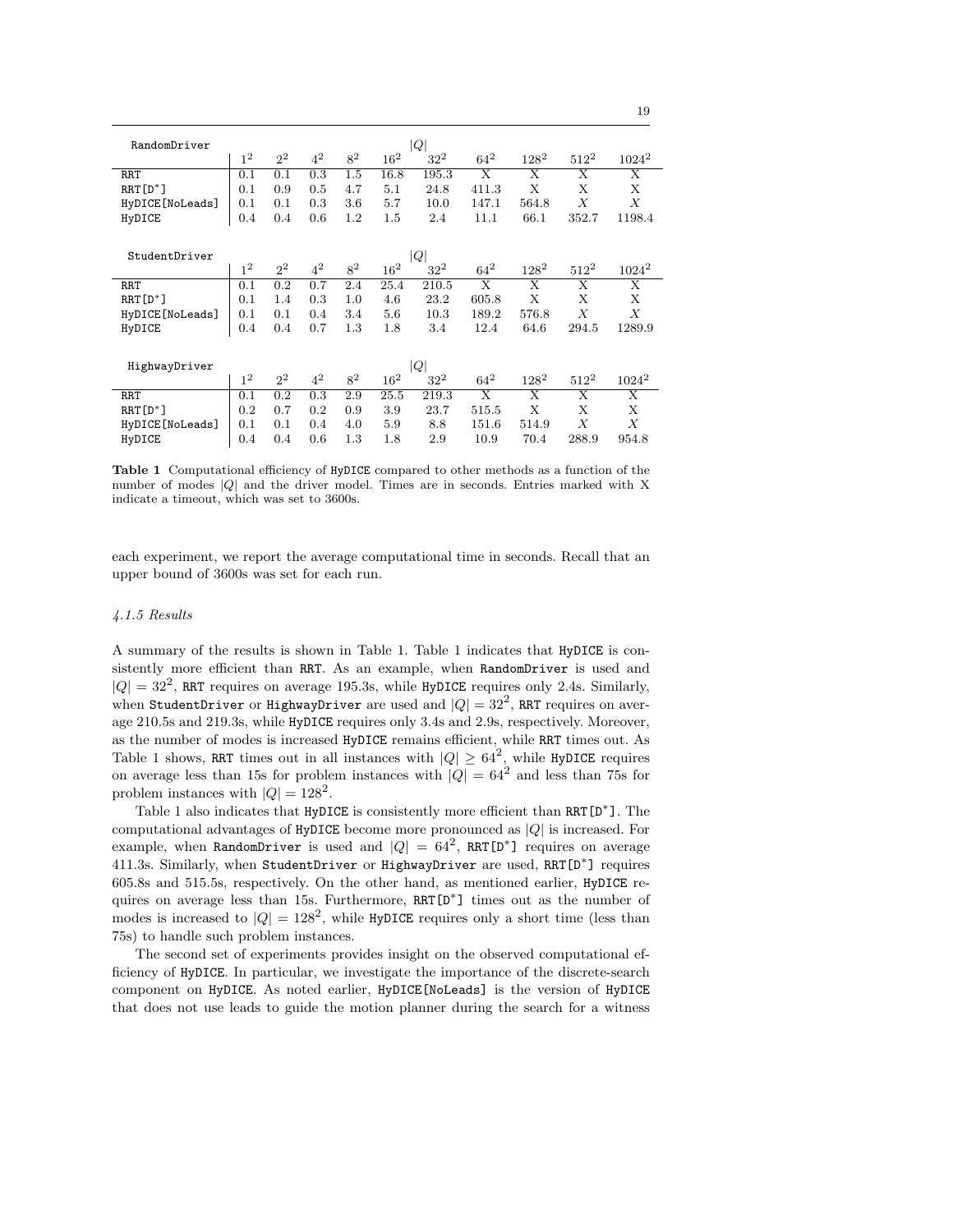| RandomDriver | $\|Q\|$ | | | | | | | | | |
|---|---|---|---|---|---|---|---|---|---|---|
| | $1^2$ | $2^2$ | $4^2$ | $8^2$ | $16^2$ | $32^2$ | $64^2$ | $128^2$ | $512^2$ | $1024^2$ |
| RRT | 0.1 | 0.1 | 0.3 | 1.5 | 16.8 | 195.3 | X | X | X | X |
| RRT[D*] | 0.1 | 0.9 | 0.5 | 4.7 | 5.1 | 24.8 | 411.3 | X | X | X |
| HyDICE[NoLeads] | 0.1 | 0.1 | 0.3 | 3.6 | 5.7 | 10.0 | 147.1 | 564.8 | $X$ | $X$ |
| HyDICE | 0.4 | 0.4 | 0.6 | 1.2 | 1.5 | 2.4 | 11.1 | 66.1 | 352.7 | 1198.4 |

| StudentDriver | $\|Q\|$ | | | | | | | | | |
|---|---|---|---|---|---|---|---|---|---|---|
| | $1^2$ | $2^2$ | $4^2$ | $8^2$ | $16^2$ | $32^2$ | $64^2$ | $128^2$ | $512^2$ | $1024^2$ |
| RRT | 0.1 | 0.2 | 0.7 | 2.4 | 25.4 | 210.5 | X | X | X | X |
| RRT[D*] | 0.1 | 1.4 | 0.3 | 1.0 | 4.6 | 23.2 | 605.8 | X | X | X |
| HyDICE[NoLeads] | 0.1 | 0.1 | 0.4 | 3.4 | 5.6 | 10.3 | 189.2 | 576.8 | $X$ | $X$ |
| HyDICE | 0.4 | 0.4 | 0.7 | 1.3 | 1.8 | 3.4 | 12.4 | 64.6 | 294.5 | 1289.9 |

| HighwayDriver | $\|Q\|$ | | | | | | | | | |
|---|---|---|---|---|---|---|---|---|---|---|
| | $1^2$ | $2^2$ | $4^2$ | $8^2$ | $16^2$ | $32^2$ | $64^2$ | $128^2$ | $512^2$ | $1024^2$ |
| RRT | 0.1 | 0.2 | 0.3 | 2.9 | 25.5 | 219.3 | X | X | X | X |
| RRT[D*] | 0.2 | 0.7 | 0.2 | 0.9 | 3.9 | 23.7 | 515.5 | X | X | X |
| HyDICE[NoLeads] | 0.1 | 0.1 | 0.4 | 4.0 | 5.9 | 8.8 | 151.6 | 514.9 | $X$ | $X$ |
| HyDICE | 0.4 | 0.4 | 0.6 | 1.3 | 1.8 | 2.9 | 10.9 | 70.4 | 288.9 | 954.8 |

**Table 1** Computational efficiency of HyDICE compared to other methods as a function of the number of modes $|Q|$ and the driver model. Times are in seconds. Entries marked with X indicate a timeout, which was set to 3600s.

each experiment, we report the average computational time in seconds. Recall that an upper bound of 3600s was set for each run.

#### *4.1.5 Results*

A summary of the results is shown in Table 1. Table 1 indicates that HyDICE is consistently more efficient than RRT. As an example, when RandomDriver is used and $|Q| = 32^2$, RRT requires on average 195.3s, while HyDICE requires only 2.4s. Similarly, when StudentDriver or HighwayDriver are used and $|Q| = 32^2$, RRT requires on average 210.5s and 219.3s, while HyDICE requires only 3.4s and 2.9s, respectively. Moreover, as the number of modes is increased HyDICE remains efficient, while RRT times out. As Table 1 shows, RRT times out in all instances with $|Q| \geq 64^2$, while HyDICE requires on average less than 15s for problem instances with $|Q| = 64^2$ and less than 75s for problem instances with $|Q| = 128^2$.

Table 1 also indicates that HyDICE is consistently more efficient than RRT[D*]. The computational advantages of HyDICE become more pronounced as $|Q|$ is increased. For example, when RandomDriver is used and $|Q| = 64^2$, RRT[D*] requires on average 411.3s. Similarly, when StudentDriver or HighwayDriver are used, RRT[D*] requires 605.8s and 515.5s, respectively. On the other hand, as mentioned earlier, HyDICE requires on average less than 15s. Furthermore, RRT[D*] times out as the number of modes is increased to $|Q| = 128^2$, while HyDICE requires only a short time (less than 75s) to handle such problem instances.

The second set of experiments provides insight on the observed computational efficiency of HyDICE. In particular, we investigate the importance of the discrete-search component on HyDICE. As noted earlier, HyDICE[NoLeads] is the version of HyDICE that does not use leads to guide the motion planner during the search for a witness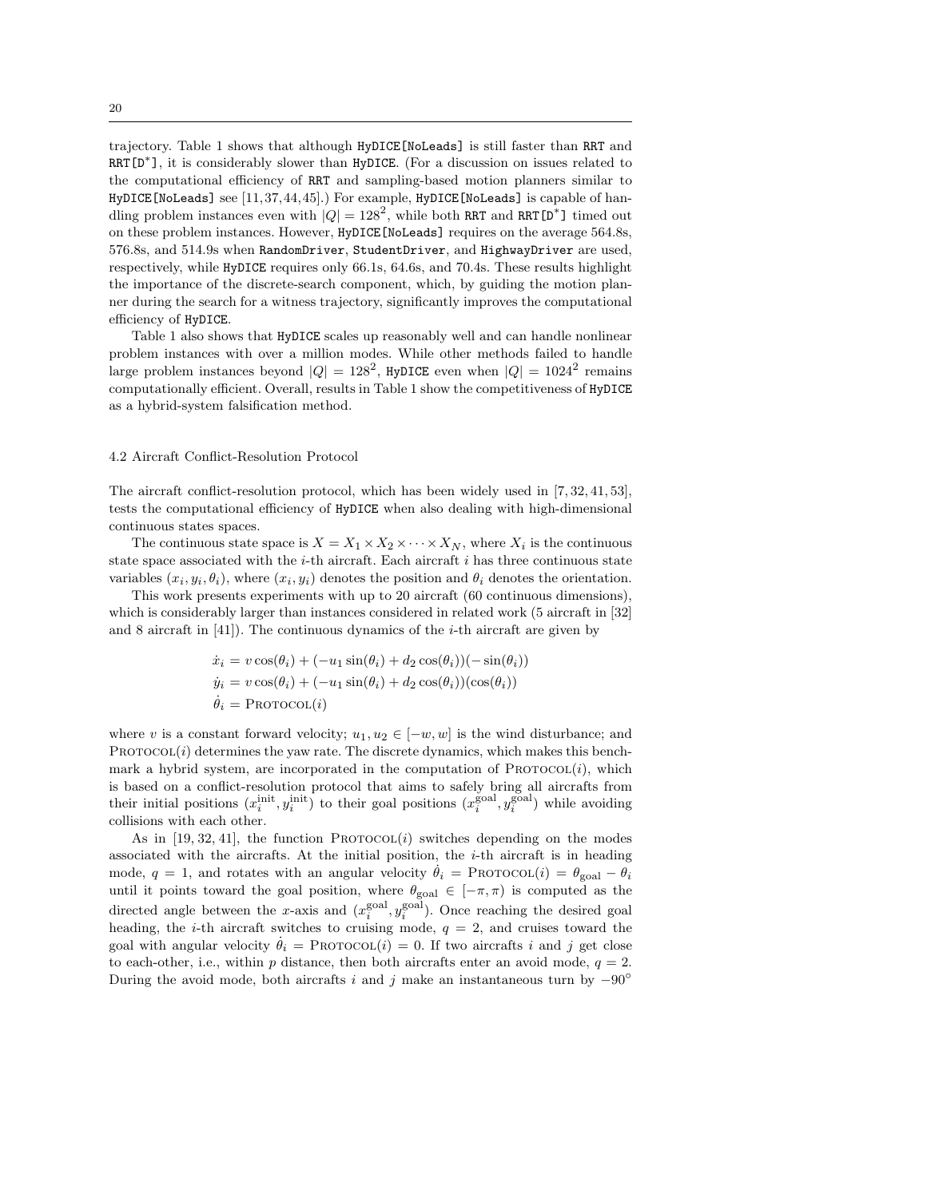trajectory. Table 1 shows that although `HyDICE[NoLeads]` is still faster than `RRT` and `RRT[D*]`, it is considerably slower than `HyDICE`. (For a discussion on issues related to the computational efficiency of `RRT` and sampling-based motion planners similar to `HyDICE[NoLeads]` see [11,37,44,45].) For example, `HyDICE[NoLeads]` is capable of handling problem instances even with $|Q| = 128^2$, while both `RRT` and `RRT[D*]` timed out on these problem instances. However, `HyDICE[NoLeads]` requires on the average 564.8s, 576.8s, and 514.9s when `RandomDriver`, `StudentDriver`, and `HighwayDriver` are used, respectively, while `HyDICE` requires only 66.1s, 64.6s, and 70.4s. These results highlight the importance of the discrete-search component, which, by guiding the motion planner during the search for a witness trajectory, significantly improves the computational efficiency of `HyDICE`.

Table 1 also shows that `HyDICE` scales up reasonably well and can handle nonlinear problem instances with over a million modes. While other methods failed to handle large problem instances beyond $|Q| = 128^2$, `HyDICE` even when $|Q| = 1024^2$ remains computationally efficient. Overall, results in Table 1 show the competitiveness of `HyDICE` as a hybrid-system falsification method.

### 4.2 Aircraft Conflict-Resolution Protocol

The aircraft conflict-resolution protocol, which has been widely used in [7, 32, 41, 53], tests the computational efficiency of `HyDICE` when also dealing with high-dimensional continuous states spaces.

The continuous state space is $X = X_1 \times X_2 \times \cdots \times X_N$, where $X_i$ is the continuous state space associated with the $i$-th aircraft. Each aircraft $i$ has three continuous state variables $(x_i, y_i, \theta_i)$, where $(x_i, y_i)$ denotes the position and $\theta_i$ denotes the orientation.

This work presents experiments with up to 20 aircraft (60 continuous dimensions), which is considerably larger than instances considered in related work (5 aircraft in [32] and 8 aircraft in [41]). The continuous dynamics of the $i$-th aircraft are given by

$$
\begin{aligned}
\dot{x}_i &= v\cos(\theta_i) + (-u_1 \sin(\theta_i) + d_2 \cos(\theta_i))(-\sin(\theta_i)) \\
\dot{y}_i &= v\cos(\theta_i) + (-u_1 \sin(\theta_i) + d_2 \cos(\theta_i))(\cos(\theta_i)) \\
\dot{\theta}_i &= \textsc{Protocol}(i)
\end{aligned}
$$

where $v$ is a constant forward velocity; $u_1, u_2 \in [-w, w]$ is the wind disturbance; and $\textsc{Protocol}(i)$ determines the yaw rate. The discrete dynamics, which makes this benchmark a hybrid system, are incorporated in the computation of $\textsc{Protocol}(i)$, which is based on a conflict-resolution protocol that aims to safely bring all aircrafts from their initial positions $(x_i^{\text{init}}, y_i^{\text{init}})$ to their goal positions $(x_i^{\text{goal}}, y_i^{\text{goal}})$ while avoiding collisions with each other.

As in [19, 32, 41], the function $\textsc{Protocol}(i)$ switches depending on the modes associated with the aircrafts. At the initial position, the $i$-th aircraft is in heading mode, $q = 1$, and rotates with an angular velocity $\dot{\theta}_i = \textsc{Protocol}(i) = \theta_{\text{goal}} - \theta_i$ until it points toward the goal position, where $\theta_{\text{goal}} \in [-\pi, \pi)$ is computed as the directed angle between the $x$-axis and $(x_i^{\text{goal}}, y_i^{\text{goal}})$. Once reaching the desired goal heading, the $i$-th aircraft switches to cruising mode, $q = 2$, and cruises toward the goal with angular velocity $\dot{\theta}_i = \textsc{Protocol}(i) = 0$. If two aircrafts $i$ and $j$ get close to each-other, i.e., within $p$ distance, then both aircrafts enter an avoid mode, $q = 2$. During the avoid mode, both aircrafts $i$ and $j$ make an instantaneous turn by $-90^\circ$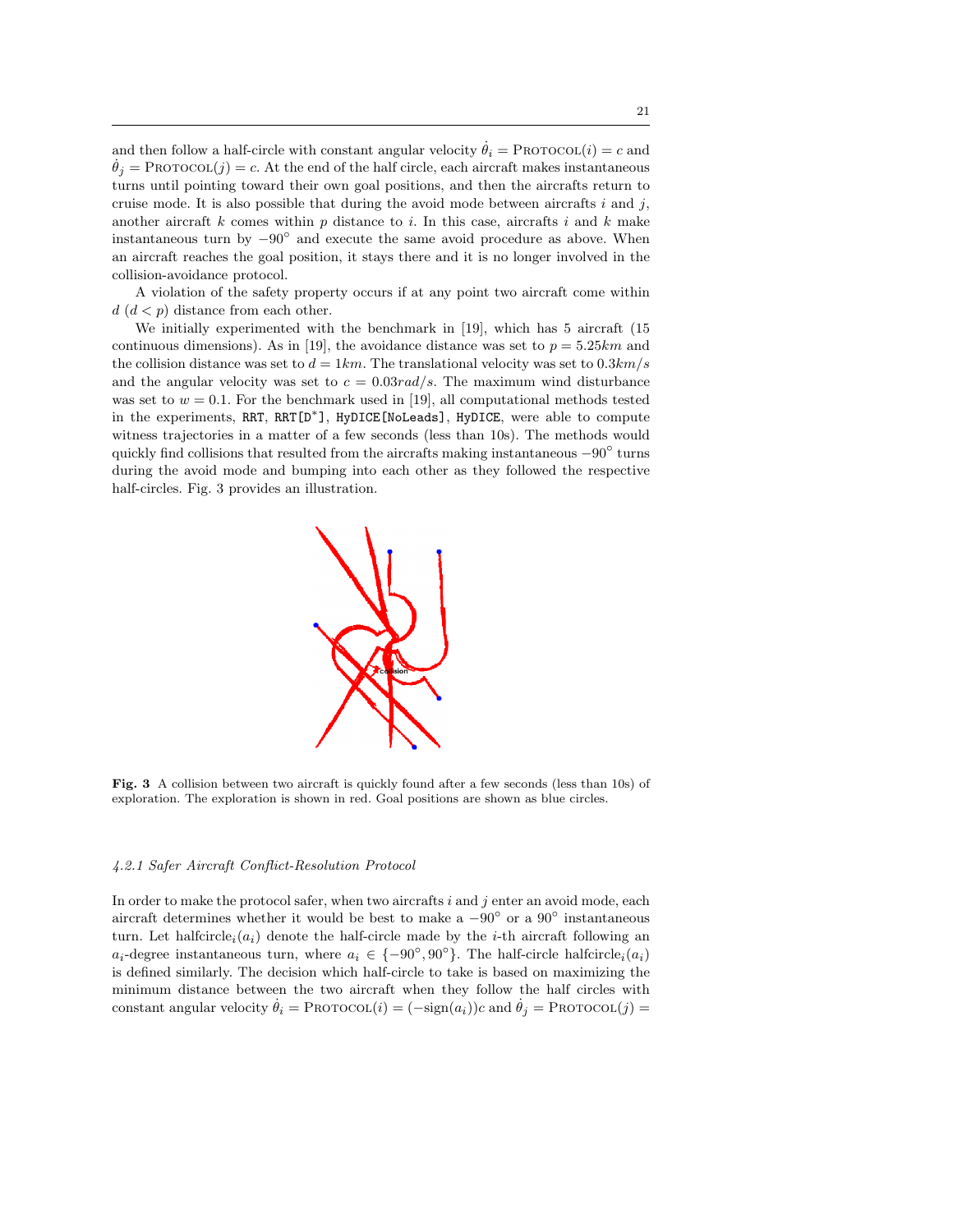and then follow a half-circle with constant angular velocity $\dot{\theta}_i = \textsc{Protocol}(i) = c$ and $\dot{\theta}_j = \textsc{Protocol}(j) = c$. At the end of the half circle, each aircraft makes instantaneous turns until pointing toward their own goal positions, and then the aircrafts return to cruise mode. It is also possible that during the avoid mode between aircrafts $i$ and $j$, another aircraft $k$ comes within $p$ distance to $i$. In this case, aircrafts $i$ and $k$ make instantaneous turn by $-90^\circ$ and execute the same avoid procedure as above. When an aircraft reaches the goal position, it stays there and it is no longer involved in the collision-avoidance protocol.

A violation of the safety property occurs if at any point two aircraft come within $d$ ($d < p$) distance from each other.

We initially experimented with the benchmark in [19], which has 5 aircraft (15 continuous dimensions). As in [19], the avoidance distance was set to $p = 5.25km$ and the collision distance was set to $d = 1km$. The translational velocity was set to $0.3km/s$ and the angular velocity was set to $c = 0.03rad/s$. The maximum wind disturbance was set to $w = 0.1$. For the benchmark used in [19], all computational methods tested in the experiments, `RRT`, `RRT[D*]`, `HyDICE[NoLeads]`, `HyDICE`, were able to compute witness trajectories in a matter of a few seconds (less than 10s). The methods would quickly find collisions that resulted from the aircrafts making instantaneous $-90^\circ$ turns during the avoid mode and bumping into each other as they followed the respective half-circles. Fig. 3 provides an illustration.

collision

**Fig. 3** A collision between two aircraft is quickly found after a few seconds (less than 10s) of exploration. The exploration is shown in red. Goal positions are shown as blue circles.

#### *4.2.1 Safer Aircraft Conflict-Resolution Protocol*

In order to make the protocol safer, when two aircrafts $i$ and $j$ enter an avoid mode, each aircraft determines whether it would be best to make a $-90^\circ$ or a $90^\circ$ instantaneous turn. Let $\text{halfcircle}_i(a_i)$ denote the half-circle made by the $i$-th aircraft following an $a_i$-degree instantaneous turn, where $a_i \in \{-90^\circ, 90^\circ\}$. The half-circle $\text{halfcircle}_i(a_i)$ is defined similarly. The decision which half-circle to take is based on maximizing the minimum distance between the two aircraft when they follow the half circles with constant angular velocity $\dot{\theta}_i = \textsc{Protocol}(i) = (-\text{sign}(a_i))c$ and $\dot{\theta}_j = \textsc{Protocol}(j) =$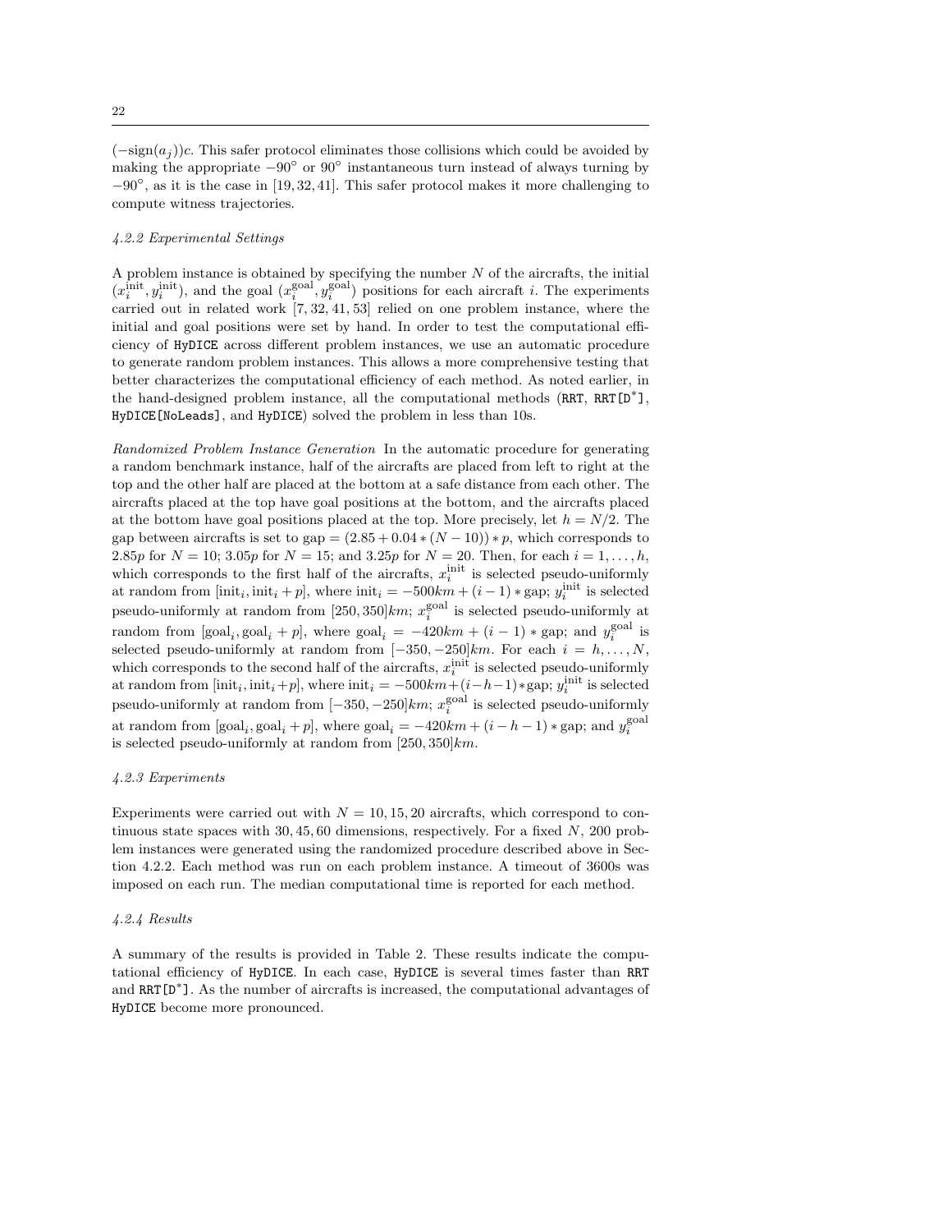$(-\text{sign}(a_j))c$. This safer protocol eliminates those collisions which could be avoided by making the appropriate $-90^\circ$ or $90^\circ$ instantaneous turn instead of always turning by $-90^\circ$, as it is the case in [19, 32, 41]. This safer protocol makes it more challenging to compute witness trajectories.

#### *4.2.2 Experimental Settings*

A problem instance is obtained by specifying the number $N$ of the aircrafts, the initial $(x_i^{\text{init}}, y_i^{\text{init}})$, and the goal $(x_i^{\text{goal}}, y_i^{\text{goal}})$ positions for each aircraft $i$. The experiments carried out in related work [7, 32, 41, 53] relied on one problem instance, where the initial and goal positions were set by hand. In order to test the computational efficiency of `HyDICE` across different problem instances, we use an automatic procedure to generate random problem instances. This allows a more comprehensive testing that better characterizes the computational efficiency of each method. As noted earlier, in the hand-designed problem instance, all the computational methods (`RRT`, `RRT[D*]`, `HyDICE[NoLeads]`, and `HyDICE`) solved the problem in less than 10s.

*Randomized Problem Instance Generation* In the automatic procedure for generating a random benchmark instance, half of the aircrafts are placed from left to right at the top and the other half are placed at the bottom at a safe distance from each other. The aircrafts placed at the top have goal positions at the bottom, and the aircrafts placed at the bottom have goal positions placed at the top. More precisely, let $h = N/2$. The gap between aircrafts is set to $\text{gap} = (2.85 + 0.04 * (N - 10)) * p$, which corresponds to $2.85p$ for $N = 10$; $3.05p$ for $N = 15$; and $3.25p$ for $N = 20$. Then, for each $i = 1, \ldots, h$, which corresponds to the first half of the aircrafts, $x_i^{\text{init}}$ is selected pseudo-uniformly at random from $[\text{init}_i, \text{init}_i + p]$, where $\text{init}_i = -500km + (i - 1) * \text{gap}$; $y_i^{\text{init}}$ is selected pseudo-uniformly at random from $[250, 350]km$; $x_i^{\text{goal}}$ is selected pseudo-uniformly at random from $[\text{goal}_i, \text{goal}_i + p]$, where $\text{goal}_i = -420km + (i - 1) * \text{gap}$; and $y_i^{\text{goal}}$ is selected pseudo-uniformly at random from $[-350, -250]km$. For each $i = h, \ldots, N$, which corresponds to the second half of the aircrafts, $x_i^{\text{init}}$ is selected pseudo-uniformly at random from $[\text{init}_i, \text{init}_i + p]$, where $\text{init}_i = -500km + (i - h - 1) * \text{gap}$; $y_i^{\text{init}}$ is selected pseudo-uniformly at random from $[-350, -250]km$; $x_i^{\text{goal}}$ is selected pseudo-uniformly at random from $[\text{goal}_i, \text{goal}_i + p]$, where $\text{goal}_i = -420km + (i - h - 1) * \text{gap}$; and $y_i^{\text{goal}}$ is selected pseudo-uniformly at random from $[250, 350]km$.

#### *4.2.3 Experiments*

Experiments were carried out with $N = 10, 15, 20$ aircrafts, which correspond to continuous state spaces with $30, 45, 60$ dimensions, respectively. For a fixed $N$, 200 problem instances were generated using the randomized procedure described above in Section 4.2.2. Each method was run on each problem instance. A timeout of 3600s was imposed on each run. The median computational time is reported for each method.

#### *4.2.4 Results*

A summary of the results is provided in Table 2. These results indicate the computational efficiency of `HyDICE`. In each case, `HyDICE` is several times faster than `RRT` and `RRT[D*]`. As the number of aircrafts is increased, the computational advantages of `HyDICE` become more pronounced.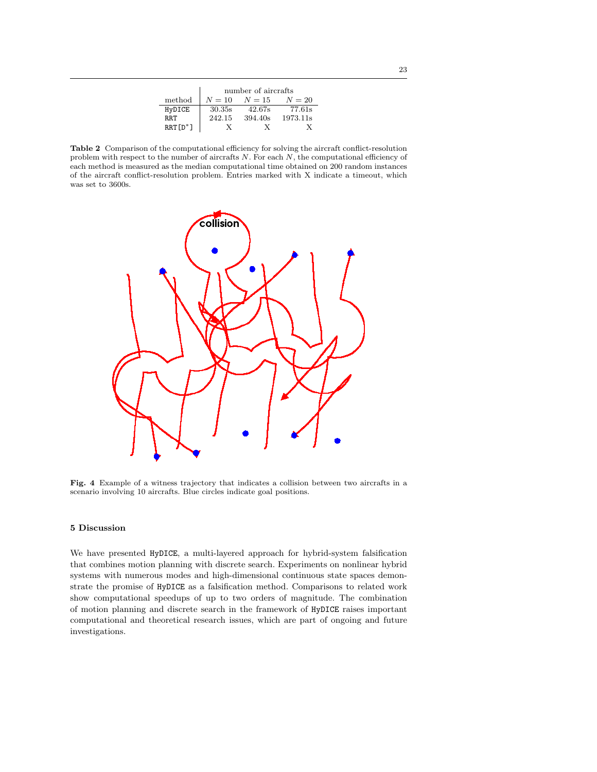| method | number of aircrafts $N = 10$ | $N = 15$ | $N = 20$ |
|---|---|---|---|
| HyDICE | 30.35s | 42.67s | 77.61s |
| RRT | 242.15 | 394.40s | 1973.11s |
| RRT[D*] | X | X | X |

**Table 2** Comparison of the computational efficiency for solving the aircraft conflict-resolution problem with respect to the number of aircrafts $N$. For each $N$, the computational efficiency of each method is measured as the median computational time obtained on 200 random instances of the aircraft conflict-resolution problem. Entries marked with X indicate a timeout, which was set to 3600s.

collision

**Fig. 4** Example of a witness trajectory that indicates a collision between two aircrafts in a scenario involving 10 aircrafts. Blue circles indicate goal positions.

## 5 Discussion

We have presented HyDICE, a multi-layered approach for hybrid-system falsification that combines motion planning with discrete search. Experiments on nonlinear hybrid systems with numerous modes and high-dimensional continuous state spaces demonstrate the promise of HyDICE as a falsification method. Comparisons to related work show computational speedups of up to two orders of magnitude. The combination of motion planning and discrete search in the framework of HyDICE raises important computational and theoretical research issues, which are part of ongoing and future investigations.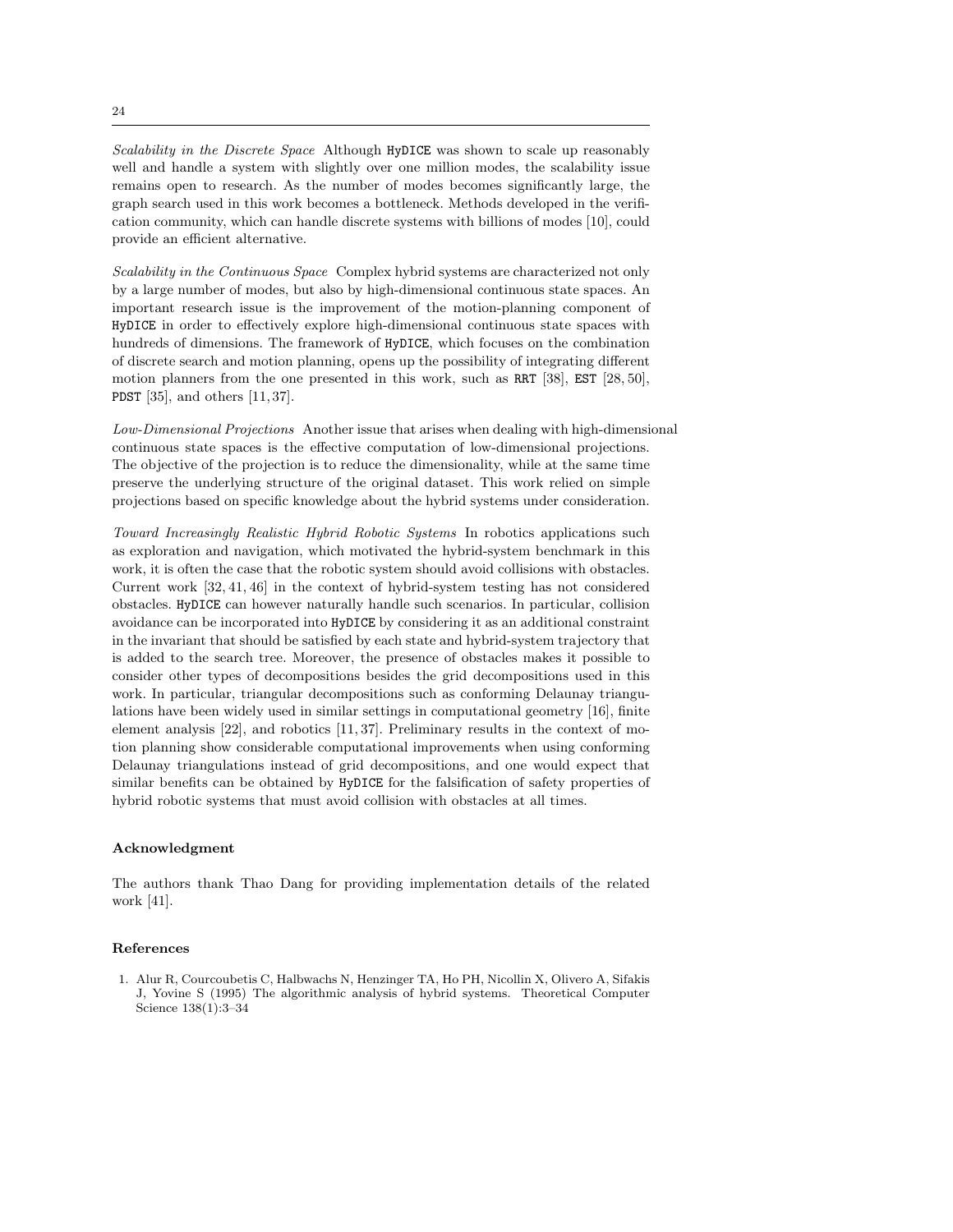*Scalability in the Discrete Space* Although HyDICE was shown to scale up reasonably well and handle a system with slightly over one million modes, the scalability issue remains open to research. As the number of modes becomes significantly large, the graph search used in this work becomes a bottleneck. Methods developed in the verification community, which can handle discrete systems with billions of modes [10], could provide an efficient alternative.

*Scalability in the Continuous Space* Complex hybrid systems are characterized not only by a large number of modes, but also by high-dimensional continuous state spaces. An important research issue is the improvement of the motion-planning component of HyDICE in order to effectively explore high-dimensional continuous state spaces with hundreds of dimensions. The framework of HyDICE, which focuses on the combination of discrete search and motion planning, opens up the possibility of integrating different motion planners from the one presented in this work, such as RRT [38], EST [28, 50], PDST [35], and others [11, 37].

*Low-Dimensional Projections* Another issue that arises when dealing with high-dimensional continuous state spaces is the effective computation of low-dimensional projections. The objective of the projection is to reduce the dimensionality, while at the same time preserve the underlying structure of the original dataset. This work relied on simple projections based on specific knowledge about the hybrid systems under consideration.

*Toward Increasingly Realistic Hybrid Robotic Systems* In robotics applications such as exploration and navigation, which motivated the hybrid-system benchmark in this work, it is often the case that the robotic system should avoid collisions with obstacles. Current work [32, 41, 46] in the context of hybrid-system testing has not considered obstacles. HyDICE can however naturally handle such scenarios. In particular, collision avoidance can be incorporated into HyDICE by considering it as an additional constraint in the invariant that should be satisfied by each state and hybrid-system trajectory that is added to the search tree. Moreover, the presence of obstacles makes it possible to consider other types of decompositions besides the grid decompositions used in this work. In particular, triangular decompositions such as conforming Delaunay triangulations have been widely used in similar settings in computational geometry [16], finite element analysis [22], and robotics [11, 37]. Preliminary results in the context of motion planning show considerable computational improvements when using conforming Delaunay triangulations instead of grid decompositions, and one would expect that similar benefits can be obtained by HyDICE for the falsification of safety properties of hybrid robotic systems that must avoid collision with obstacles at all times.

### Acknowledgment

The authors thank Thao Dang for providing implementation details of the related work [41].

### References

1. Alur R, Courcoubetis C, Halbwachs N, Henzinger TA, Ho PH, Nicollin X, Olivero A, Sifakis J, Yovine S (1995) The algorithmic analysis of hybrid systems. Theoretical Computer Science 138(1):3–34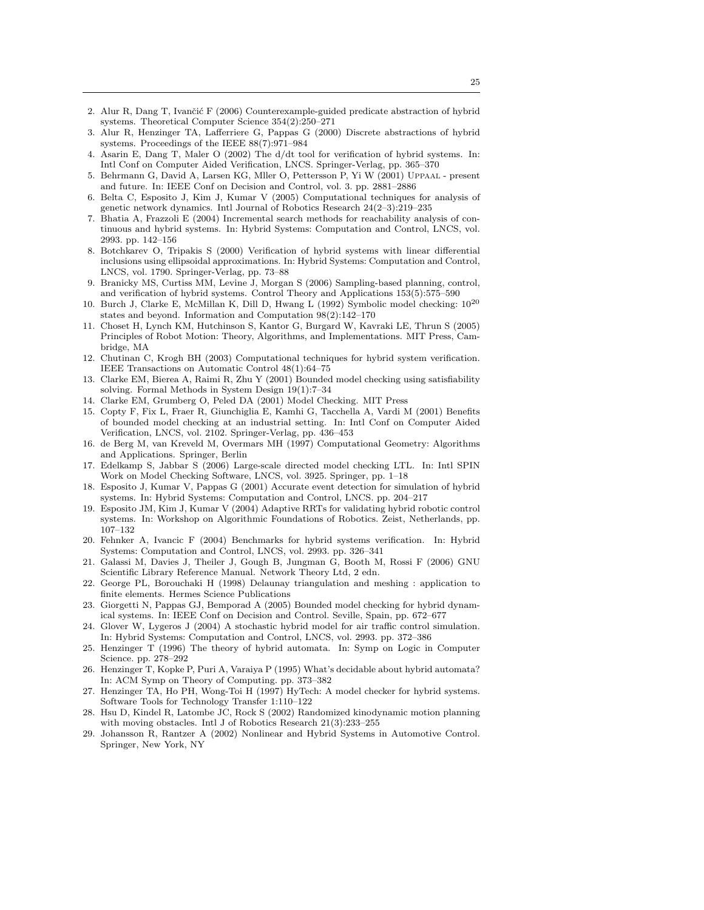2. Alur R, Dang T, Ivančić F (2006) Counterexample-guided predicate abstraction of hybrid systems. Theoretical Computer Science 354(2):250–271
3. Alur R, Henzinger TA, Lafferriere G, Pappas G (2000) Discrete abstractions of hybrid systems. Proceedings of the IEEE 88(7):971–984
4. Asarin E, Dang T, Maler O (2002) The d/dt tool for verification of hybrid systems. In: Intl Conf on Computer Aided Verification, LNCS. Springer-Verlag, pp. 365–370
5. Behrmann G, David A, Larsen KG, Mller O, Pettersson P, Yi W (2001) Uppaal - present and future. In: IEEE Conf on Decision and Control, vol. 3. pp. 2881–2886
6. Belta C, Esposito J, Kim J, Kumar V (2005) Computational techniques for analysis of genetic network dynamics. Intl Journal of Robotics Research 24(2–3):219–235
7. Bhatia A, Frazzoli E (2004) Incremental search methods for reachability analysis of continuous and hybrid systems. In: Hybrid Systems: Computation and Control, LNCS, vol. 2993. pp. 142–156
8. Botchkarev O, Tripakis S (2000) Verification of hybrid systems with linear differential inclusions using ellipsoidal approximations. In: Hybrid Systems: Computation and Control, LNCS, vol. 1790. Springer-Verlag, pp. 73–88
9. Branicky MS, Curtiss MM, Levine J, Morgan S (2006) Sampling-based planning, control, and verification of hybrid systems. Control Theory and Applications 153(5):575–590
10. Burch J, Clarke E, McMillan K, Dill D, Hwang L (1992) Symbolic model checking: $10^{20}$ states and beyond. Information and Computation 98(2):142–170
11. Choset H, Lynch KM, Hutchinson S, Kantor G, Burgard W, Kavraki LE, Thrun S (2005) Principles of Robot Motion: Theory, Algorithms, and Implementations. MIT Press, Cambridge, MA
12. Chutinan C, Krogh BH (2003) Computational techniques for hybrid system verification. IEEE Transactions on Automatic Control 48(1):64–75
13. Clarke EM, Bierea A, Raimi R, Zhu Y (2001) Bounded model checking using satisfiability solving. Formal Methods in System Design 19(1):7–34
14. Clarke EM, Grumberg O, Peled DA (2001) Model Checking. MIT Press
15. Copty F, Fix L, Fraer R, Giunchiglia E, Kamhi G, Tacchella A, Vardi M (2001) Benefits of bounded model checking at an industrial setting. In: Intl Conf on Computer Aided Verification, LNCS, vol. 2102. Springer-Verlag, pp. 436–453
16. de Berg M, van Kreveld M, Overmars MH (1997) Computational Geometry: Algorithms and Applications. Springer, Berlin
17. Edelkamp S, Jabbar S (2006) Large-scale directed model checking LTL. In: Intl SPIN Work on Model Checking Software, LNCS, vol. 3925. Springer, pp. 1–18
18. Esposito J, Kumar V, Pappas G (2001) Accurate event detection for simulation of hybrid systems. In: Hybrid Systems: Computation and Control, LNCS. pp. 204–217
19. Esposito JM, Kim J, Kumar V (2004) Adaptive RRTs for validating hybrid robotic control systems. In: Workshop on Algorithmic Foundations of Robotics. Zeist, Netherlands, pp. 107–132
20. Fehnker A, Ivancic F (2004) Benchmarks for hybrid systems verification. In: Hybrid Systems: Computation and Control, LNCS, vol. 2993. pp. 326–341
21. Galassi M, Davies J, Theiler J, Gough B, Jungman G, Booth M, Rossi F (2006) GNU Scientific Library Reference Manual. Network Theory Ltd, 2 edn.
22. George PL, Borouchaki H (1998) Delaunay triangulation and meshing : application to finite elements. Hermes Science Publications
23. Giorgetti N, Pappas GJ, Bemporad A (2005) Bounded model checking for hybrid dynamical systems. In: IEEE Conf on Decision and Control. Seville, Spain, pp. 672–677
24. Glover W, Lygeros J (2004) A stochastic hybrid model for air traffic control simulation. In: Hybrid Systems: Computation and Control, LNCS, vol. 2993. pp. 372–386
25. Henzinger T (1996) The theory of hybrid automata. In: Symp on Logic in Computer Science. pp. 278–292
26. Henzinger T, Kopke P, Puri A, Varaiya P (1995) What's decidable about hybrid automata? In: ACM Symp on Theory of Computing. pp. 373–382
27. Henzinger TA, Ho PH, Wong-Toi H (1997) HyTech: A model checker for hybrid systems. Software Tools for Technology Transfer 1:110–122
28. Hsu D, Kindel R, Latombe JC, Rock S (2002) Randomized kinodynamic motion planning with moving obstacles. Intl J of Robotics Research 21(3):233–255
29. Johansson R, Rantzer A (2002) Nonlinear and Hybrid Systems in Automotive Control. Springer, New York, NY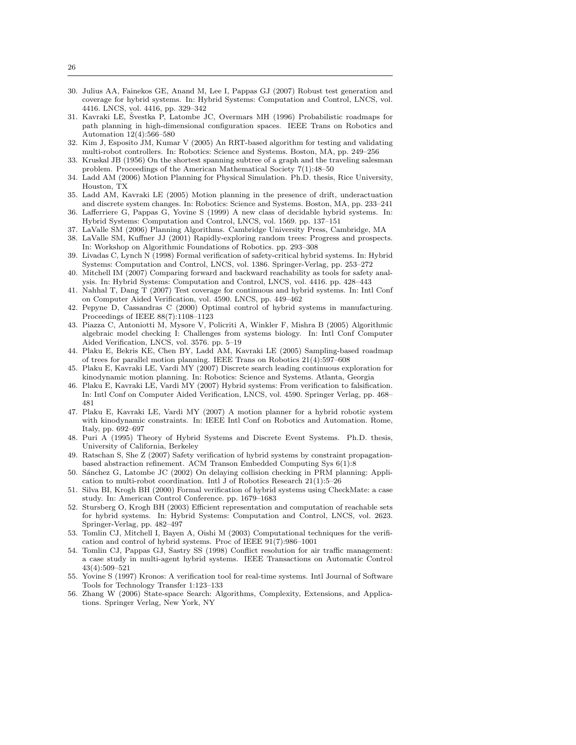30. Julius AA, Fainekos GE, Anand M, Lee I, Pappas GJ (2007) Robust test generation and coverage for hybrid systems. In: Hybrid Systems: Computation and Control, LNCS, vol. 4416. LNCS, vol. 4416, pp. 329–342
31. Kavraki LE, Švestka P, Latombe JC, Overmars MH (1996) Probabilistic roadmaps for path planning in high-dimensional configuration spaces. IEEE Trans on Robotics and Automation 12(4):566–580
32. Kim J, Esposito JM, Kumar V (2005) An RRT-based algorithm for testing and validating multi-robot controllers. In: Robotics: Science and Systems. Boston, MA, pp. 249–256
33. Kruskal JB (1956) On the shortest spanning subtree of a graph and the traveling salesman problem. Proceedings of the American Mathematical Society 7(1):48–50
34. Ladd AM (2006) Motion Planning for Physical Simulation. Ph.D. thesis, Rice University, Houston, TX
35. Ladd AM, Kavraki LE (2005) Motion planning in the presence of drift, underactuation and discrete system changes. In: Robotics: Science and Systems. Boston, MA, pp. 233–241
36. Lafferriere G, Pappas G, Yovine S (1999) A new class of decidable hybrid systems. In: Hybrid Systems: Computation and Control, LNCS, vol. 1569. pp. 137–151
37. LaValle SM (2006) Planning Algorithms. Cambridge University Press, Cambridge, MA
38. LaValle SM, Kuffner JJ (2001) Rapidly-exploring random trees: Progress and prospects. In: Workshop on Algorithmic Foundations of Robotics. pp. 293–308
39. Livadas C, Lynch N (1998) Formal verification of safety-critical hybrid systems. In: Hybrid Systems: Computation and Control, LNCS, vol. 1386. Springer-Verlag, pp. 253–272
40. Mitchell IM (2007) Comparing forward and backward reachability as tools for safety analysis. In: Hybrid Systems: Computation and Control, LNCS, vol. 4416. pp. 428–443
41. Nahhal T, Dang T (2007) Test coverage for continuous and hybrid systems. In: Intl Conf on Computer Aided Verification, vol. 4590. LNCS, pp. 449–462
42. Pepyne D, Cassandras C (2000) Optimal control of hybrid systems in manufacturing. Proceedings of IEEE 88(7):1108–1123
43. Piazza C, Antoniotti M, Mysore V, Policriti A, Winkler F, Mishra B (2005) Algorithmic algebraic model checking I: Challenges from systems biology. In: Intl Conf Computer Aided Verification, LNCS, vol. 3576. pp. 5–19
44. Plaku E, Bekris KE, Chen BY, Ladd AM, Kavraki LE (2005) Sampling-based roadmap of trees for parallel motion planning. IEEE Trans on Robotics 21(4):597–608
45. Plaku E, Kavraki LE, Vardi MY (2007) Discrete search leading continuous exploration for kinodynamic motion planning. In: Robotics: Science and Systems. Atlanta, Georgia
46. Plaku E, Kavraki LE, Vardi MY (2007) Hybrid systems: From verification to falsification. In: Intl Conf on Computer Aided Verification, LNCS, vol. 4590. Springer Verlag, pp. 468–481
47. Plaku E, Kavraki LE, Vardi MY (2007) A motion planner for a hybrid robotic system with kinodynamic constraints. In: IEEE Intl Conf on Robotics and Automation. Rome, Italy, pp. 692–697
48. Puri A (1995) Theory of Hybrid Systems and Discrete Event Systems. Ph.D. thesis, University of California, Berkeley
49. Ratschan S, She Z (2007) Safety verification of hybrid systems by constraint propagation-based abstraction refinement. ACM Transon Embedded Computing Sys 6(1):8
50. Sánchez G, Latombe JC (2002) On delaying collision checking in PRM planning: Application to multi-robot coordination. Intl J of Robotics Research 21(1):5–26
51. Silva BI, Krogh BH (2000) Formal verification of hybrid systems using CheckMate: a case study. In: American Control Conference. pp. 1679–1683
52. Stursberg O, Krogh BH (2003) Efficient representation and computation of reachable sets for hybrid systems. In: Hybrid Systems: Computation and Control, LNCS, vol. 2623. Springer-Verlag, pp. 482–497
53. Tomlin CJ, Mitchell I, Bayen A, Oishi M (2003) Computational techniques for the verification and control of hybrid systems. Proc of IEEE 91(7):986–1001
54. Tomlin CJ, Pappas GJ, Sastry SS (1998) Conflict resolution for air traffic management: a case study in multi-agent hybrid systems. IEEE Transactions on Automatic Control 43(4):509–521
55. Yovine S (1997) Kronos: A verification tool for real-time systems. Intl Journal of Software Tools for Technology Transfer 1:123–133
56. Zhang W (2006) State-space Search: Algorithms, Complexity, Extensions, and Applications. Springer Verlag, New York, NY